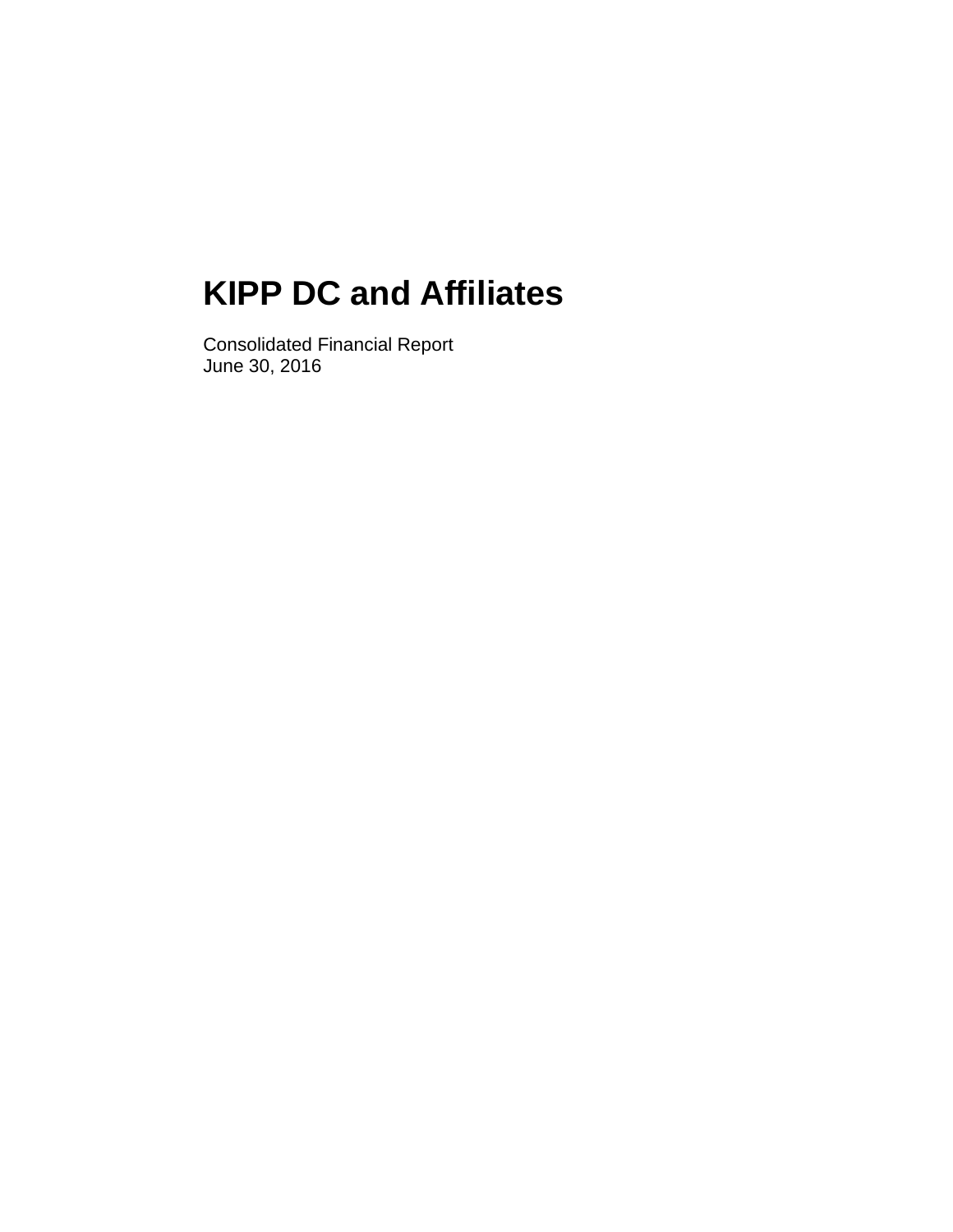# KIPP DC and Affiliates

Consolidated Financial Report
June 30, 2016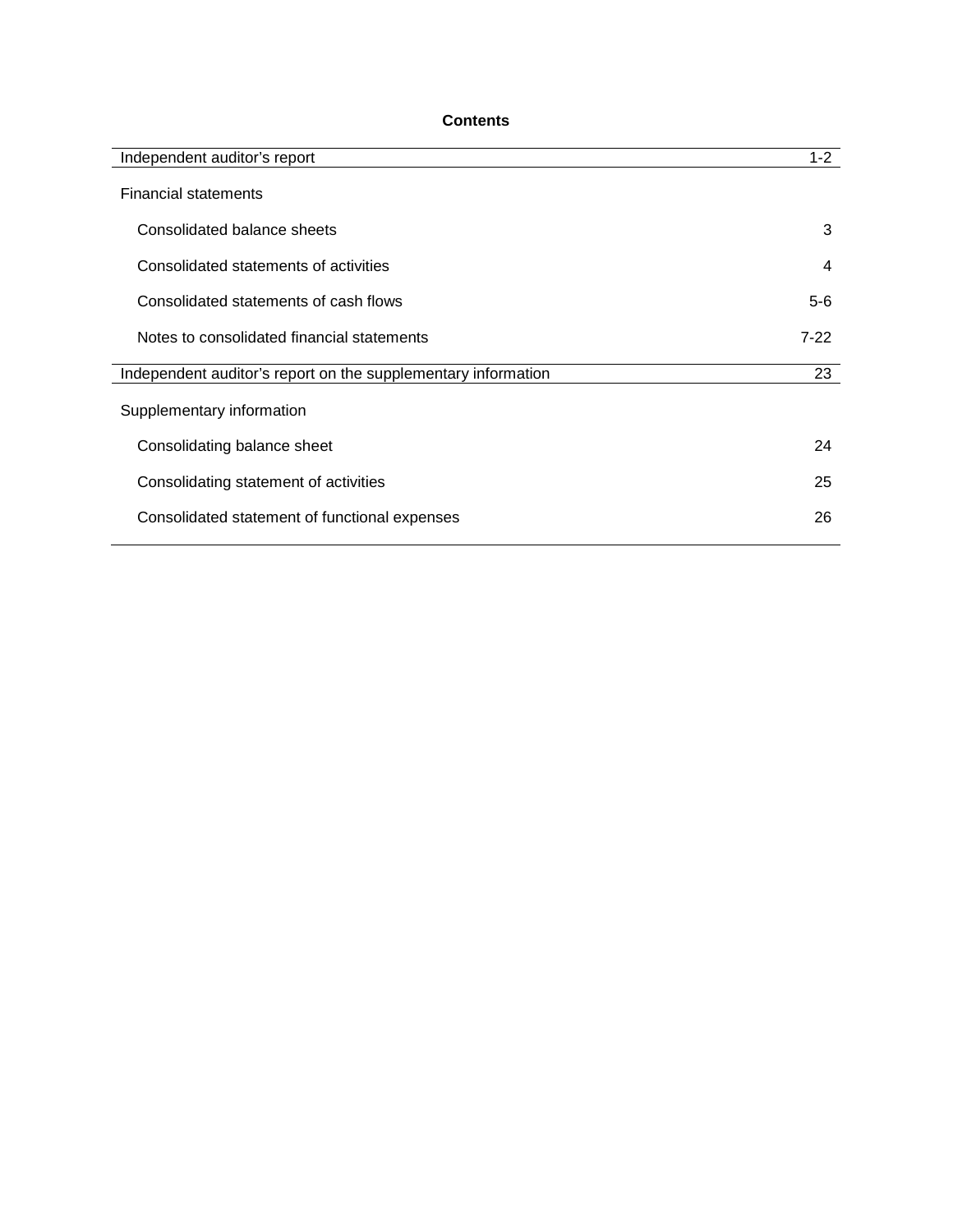## Contents

| | |
|---|---|
| Independent auditor's report | 1-2 |
| Financial statements | |
| Consolidated balance sheets | 3 |
| Consolidated statements of activities | 4 |
| Consolidated statements of cash flows | 5-6 |
| Notes to consolidated financial statements | 7-22 |
| Independent auditor's report on the supplementary information | 23 |
| Supplementary information | |
| Consolidating balance sheet | 24 |
| Consolidating statement of activities | 25 |
| Consolidated statement of functional expenses | 26 |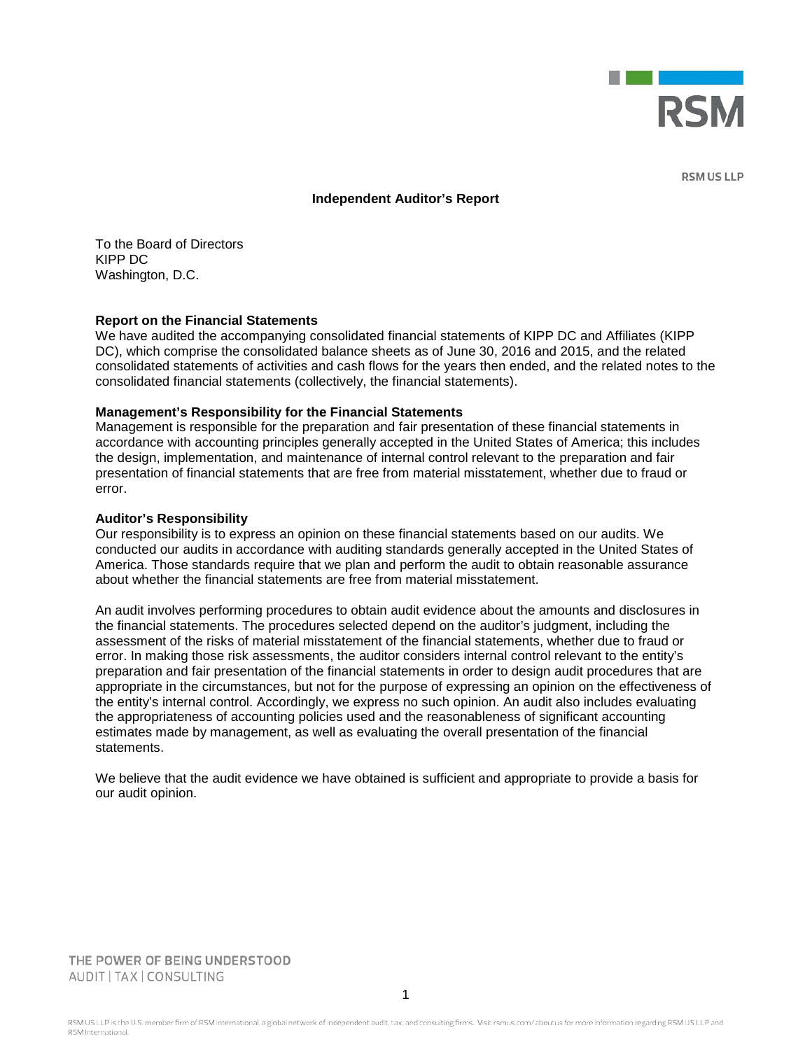RSM US LLP

# Independent Auditor's Report

To the Board of Directors
KIPP DC
Washington, D.C.

**Report on the Financial Statements**
We have audited the accompanying consolidated financial statements of KIPP DC and Affiliates (KIPP DC), which comprise the consolidated balance sheets as of June 30, 2016 and 2015, and the related consolidated statements of activities and cash flows for the years then ended, and the related notes to the consolidated financial statements (collectively, the financial statements).

**Management's Responsibility for the Financial Statements**
Management is responsible for the preparation and fair presentation of these financial statements in accordance with accounting principles generally accepted in the United States of America; this includes the design, implementation, and maintenance of internal control relevant to the preparation and fair presentation of financial statements that are free from material misstatement, whether due to fraud or error.

**Auditor's Responsibility**
Our responsibility is to express an opinion on these financial statements based on our audits. We conducted our audits in accordance with auditing standards generally accepted in the United States of America. Those standards require that we plan and perform the audit to obtain reasonable assurance about whether the financial statements are free from material misstatement.

An audit involves performing procedures to obtain audit evidence about the amounts and disclosures in the financial statements. The procedures selected depend on the auditor's judgment, including the assessment of the risks of material misstatement of the financial statements, whether due to fraud or error. In making those risk assessments, the auditor considers internal control relevant to the entity's preparation and fair presentation of the financial statements in order to design audit procedures that are appropriate in the circumstances, but not for the purpose of expressing an opinion on the effectiveness of the entity's internal control. Accordingly, we express no such opinion. An audit also includes evaluating the appropriateness of accounting policies used and the reasonableness of significant accounting estimates made by management, as well as evaluating the overall presentation of the financial statements.

We believe that the audit evidence we have obtained is sufficient and appropriate to provide a basis for our audit opinion.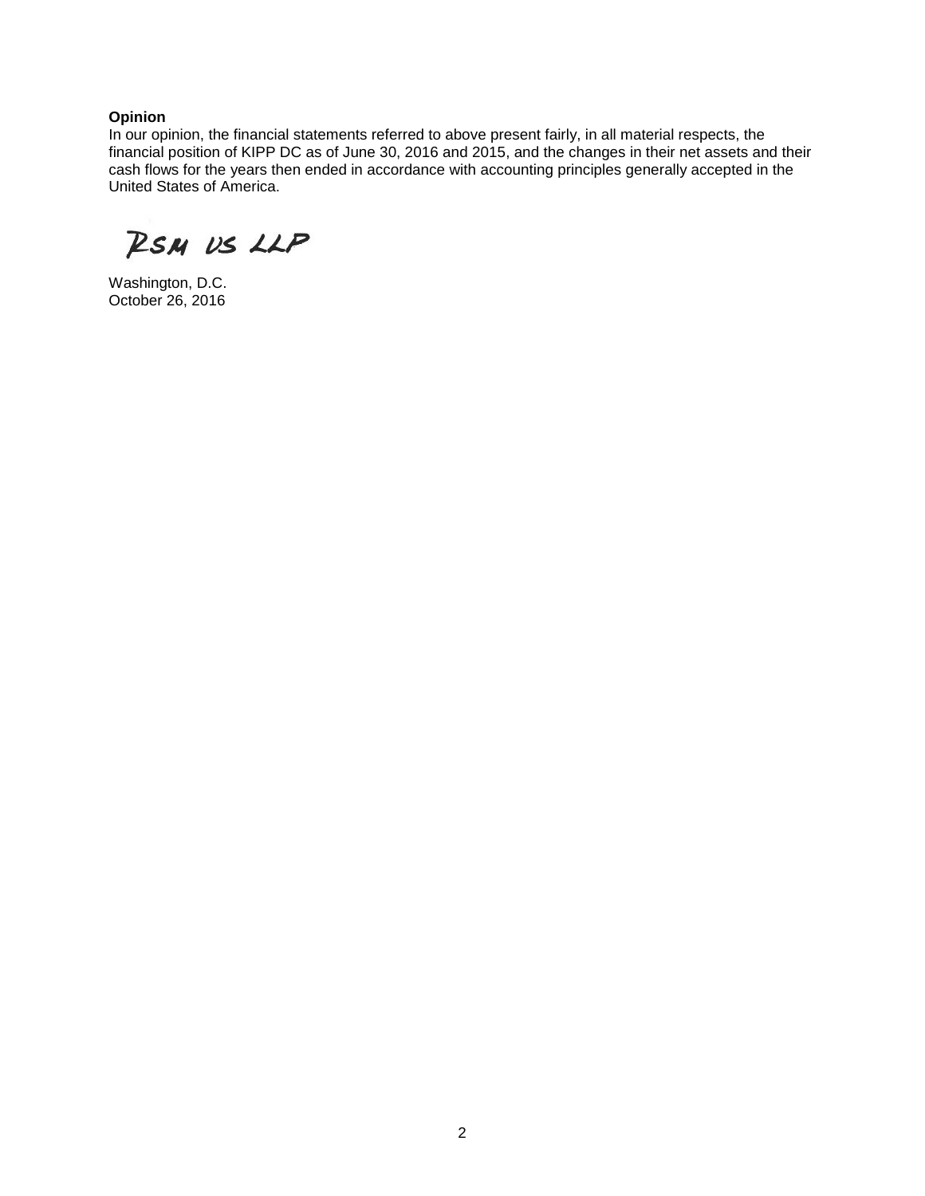**Opinion**

In our opinion, the financial statements referred to above present fairly, in all material respects, the financial position of KIPP DC as of June 30, 2016 and 2015, and the changes in their net assets and their cash flows for the years then ended in accordance with accounting principles generally accepted in the United States of America.

RSM US LLP

Washington, D.C.
October 26, 2016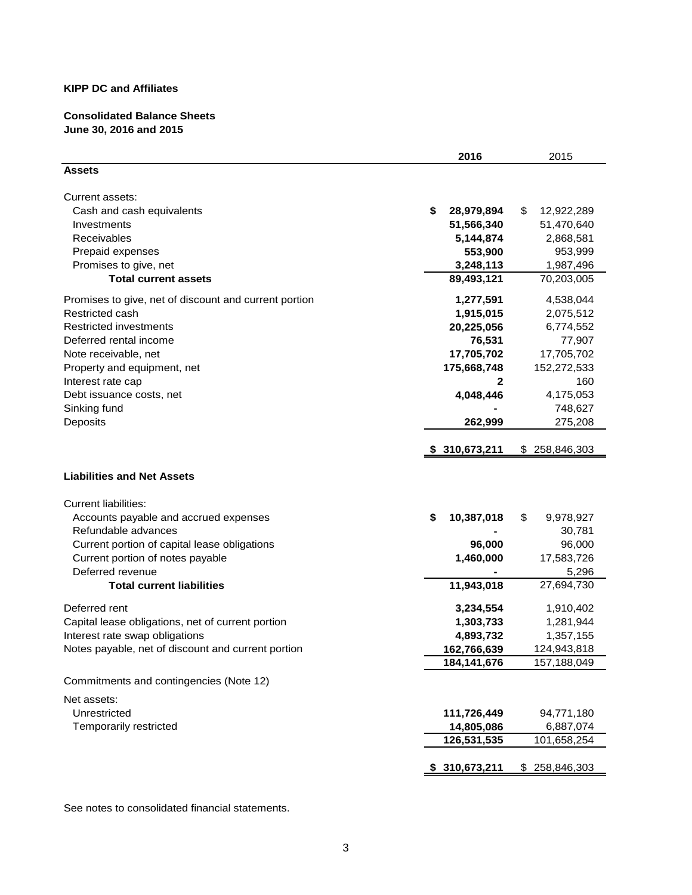**KIPP DC and Affiliates**

**Consolidated Balance Sheets**
**June 30, 2016 and 2015**

| | **2016** | 2015 |
|---|---|---|
| **Assets** | | |
| Current assets: | | |
| Cash and cash equivalents | **$ 28,979,894** | $ 12,922,289 |
| Investments | **51,566,340** | 51,470,640 |
| Receivables | **5,144,874** | 2,868,581 |
| Prepaid expenses | **553,900** | 953,999 |
| Promises to give, net | **3,248,113** | 1,987,496 |
| **Total current assets** | **89,493,121** | 70,203,005 |
| Promises to give, net of discount and current portion | **1,277,591** | 4,538,044 |
| Restricted cash | **1,915,015** | 2,075,512 |
| Restricted investments | **20,225,056** | 6,774,552 |
| Deferred rental income | **76,531** | 77,907 |
| Note receivable, net | **17,705,702** | 17,705,702 |
| Property and equipment, net | **175,668,748** | 152,272,533 |
| Interest rate cap | **2** | 160 |
| Debt issuance costs, net | **4,048,446** | 4,175,053 |
| Sinking fund | **-** | 748,627 |
| Deposits | **262,999** | 275,208 |
| | **$ 310,673,211** | $ 258,846,303 |
| **Liabilities and Net Assets** | | |
| Current liabilities: | | |
| Accounts payable and accrued expenses | **$ 10,387,018** | $ 9,978,927 |
| Refundable advances | **-** | 30,781 |
| Current portion of capital lease obligations | **96,000** | 96,000 |
| Current portion of notes payable | **1,460,000** | 17,583,726 |
| Deferred revenue | **-** | 5,296 |
| **Total current liabilities** | **11,943,018** | 27,694,730 |
| Deferred rent | **3,234,554** | 1,910,402 |
| Capital lease obligations, net of current portion | **1,303,733** | 1,281,944 |
| Interest rate swap obligations | **4,893,732** | 1,357,155 |
| Notes payable, net of discount and current portion | **162,766,639** | 124,943,818 |
| | **184,141,676** | 157,188,049 |
| Commitments and contingencies (Note 12) | | |
| Net assets: | | |
| Unrestricted | **111,726,449** | 94,771,180 |
| Temporarily restricted | **14,805,086** | 6,887,074 |
| | **126,531,535** | 101,658,254 |
| | **$ 310,673,211** | $ 258,846,303 |

See notes to consolidated financial statements.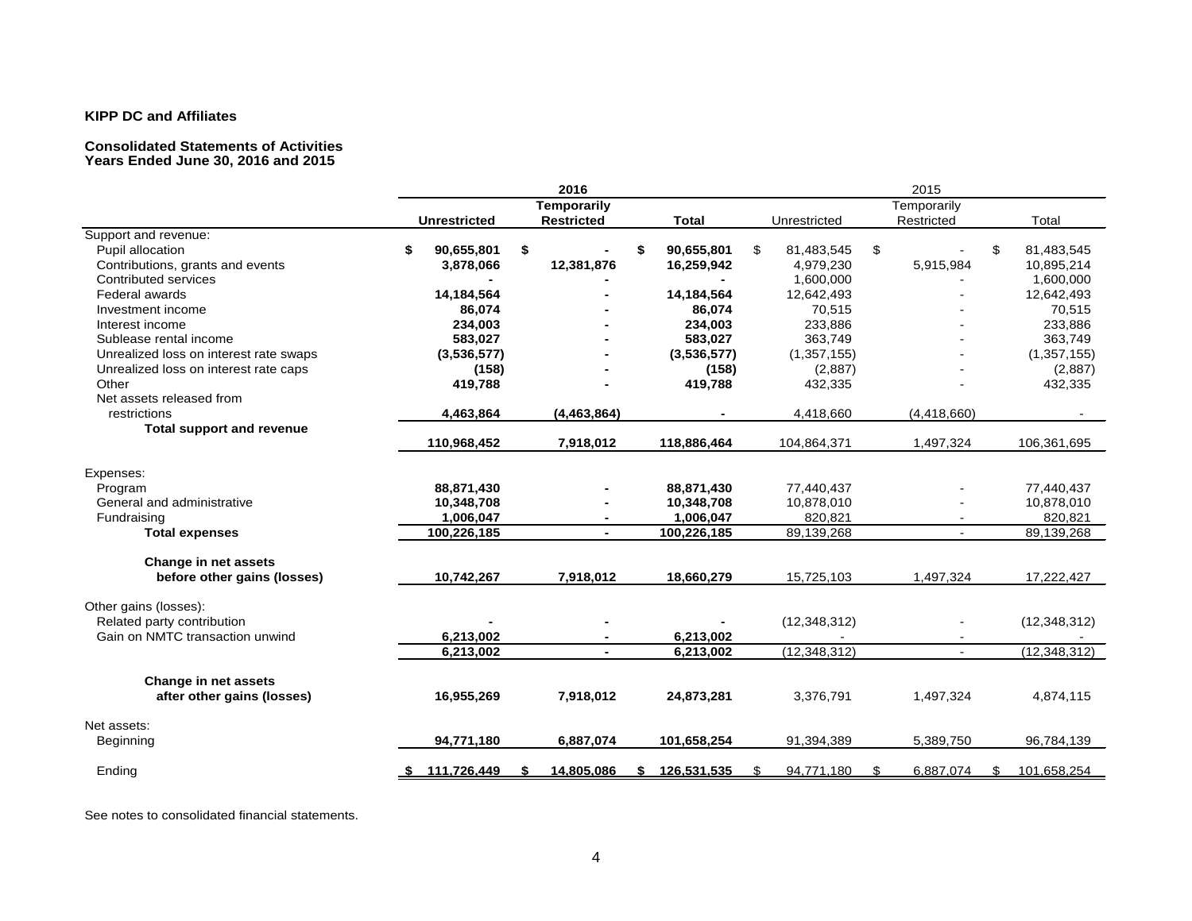**KIPP DC and Affiliates**

**Consolidated Statements of Activities**
**Years Ended June 30, 2016 and 2015**

| | 2016 | | | 2015 | | |
|---|---|---|---|---|---|---|
| | **Unrestricted** | **Temporarily Restricted** | **Total** | Unrestricted | Temporarily Restricted | Total |
| Support and revenue: | | | | | | |
| Pupil allocation | **$ 90,655,801** | **$ -** | **$ 90,655,801** | $ 81,483,545 | $ - | $ 81,483,545 |
| Contributions, grants and events | **3,878,066** | **12,381,876** | **16,259,942** | 4,979,230 | 5,915,984 | 10,895,214 |
| Contributed services | **-** | **-** | **-** | 1,600,000 | - | 1,600,000 |
| Federal awards | **14,184,564** | **-** | **14,184,564** | 12,642,493 | - | 12,642,493 |
| Investment income | **86,074** | **-** | **86,074** | 70,515 | - | 70,515 |
| Interest income | **234,003** | **-** | **234,003** | 233,886 | - | 233,886 |
| Sublease rental income | **583,027** | **-** | **583,027** | 363,749 | - | 363,749 |
| Unrealized loss on interest rate swaps | **(3,536,577)** | **-** | **(3,536,577)** | (1,357,155) | - | (1,357,155) |
| Unrealized loss on interest rate caps | **(158)** | **-** | **(158)** | (2,887) | - | (2,887) |
| Other | **419,788** | **-** | **419,788** | 432,335 | - | 432,335 |
| Net assets released from restrictions | **4,463,864** | **(4,463,864)** | **-** | 4,418,660 | (4,418,660) | - |
| **Total support and revenue** | **110,968,452** | **7,918,012** | **118,886,464** | 104,864,371 | 1,497,324 | 106,361,695 |
| Expenses: | | | | | | |
| Program | **88,871,430** | **-** | **88,871,430** | 77,440,437 | - | 77,440,437 |
| General and administrative | **10,348,708** | **-** | **10,348,708** | 10,878,010 | - | 10,878,010 |
| Fundraising | **1,006,047** | **-** | **1,006,047** | 820,821 | - | 820,821 |
| **Total expenses** | **100,226,185** | **-** | **100,226,185** | 89,139,268 | - | 89,139,268 |
| **Change in net assets before other gains (losses)** | **10,742,267** | **7,918,012** | **18,660,279** | 15,725,103 | 1,497,324 | 17,222,427 |
| Other gains (losses): | | | | | | |
| Related party contribution | **-** | **-** | **-** | (12,348,312) | - | (12,348,312) |
| Gain on NMTC transaction unwind | **6,213,002** | **-** | **6,213,002** | - | - | - |
| | **6,213,002** | **-** | **6,213,002** | (12,348,312) | - | (12,348,312) |
| **Change in net assets after other gains (losses)** | **16,955,269** | **7,918,012** | **24,873,281** | 3,376,791 | 1,497,324 | 4,874,115 |
| Net assets: | | | | | | |
| Beginning | **94,771,180** | **6,887,074** | **101,658,254** | 91,394,389 | 5,389,750 | 96,784,139 |
| Ending | **$ 111,726,449** | **$ 14,805,086** | **$ 126,531,535** | $ 94,771,180 | $ 6,887,074 | $ 101,658,254 |

See notes to consolidated financial statements.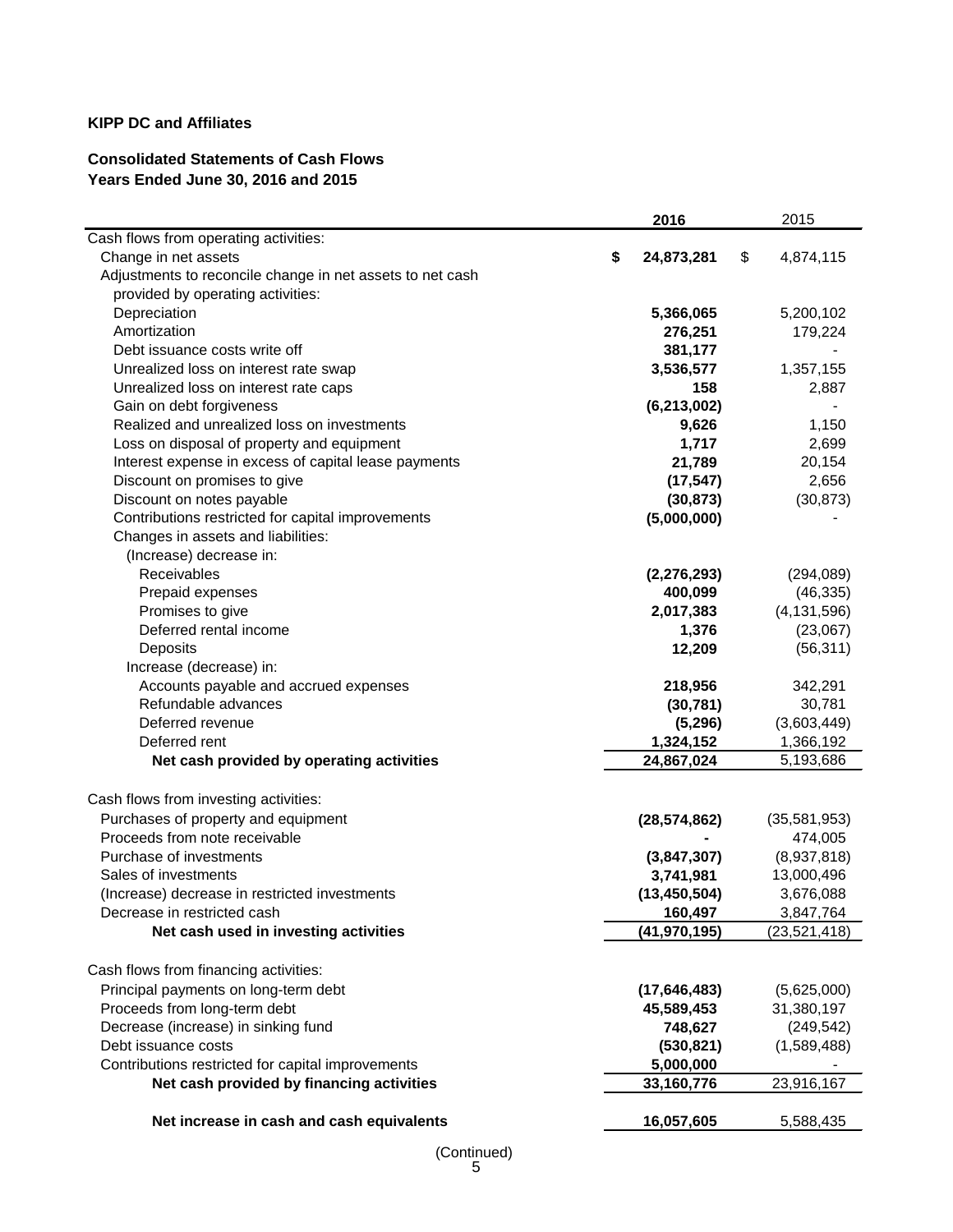**KIPP DC and Affiliates**

**Consolidated Statements of Cash Flows**
**Years Ended June 30, 2016 and 2015**

| | 2016 | 2015 |
|---|---|---|
| Cash flows from operating activities: | | |
| Change in net assets | $ 24,873,281 | $ 4,874,115 |
| Adjustments to reconcile change in net assets to net cash provided by operating activities: | | |
| Depreciation | 5,366,065 | 5,200,102 |
| Amortization | 276,251 | 179,224 |
| Debt issuance costs write off | 381,177 | - |
| Unrealized loss on interest rate swap | 3,536,577 | 1,357,155 |
| Unrealized loss on interest rate caps | 158 | 2,887 |
| Gain on debt forgiveness | (6,213,002) | - |
| Realized and unrealized loss on investments | 9,626 | 1,150 |
| Loss on disposal of property and equipment | 1,717 | 2,699 |
| Interest expense in excess of capital lease payments | 21,789 | 20,154 |
| Discount on promises to give | (17,547) | 2,656 |
| Discount on notes payable | (30,873) | (30,873) |
| Contributions restricted for capital improvements | (5,000,000) | - |
| Changes in assets and liabilities: | | |
| (Increase) decrease in: | | |
| Receivables | (2,276,293) | (294,089) |
| Prepaid expenses | 400,099 | (46,335) |
| Promises to give | 2,017,383 | (4,131,596) |
| Deferred rental income | 1,376 | (23,067) |
| Deposits | 12,209 | (56,311) |
| Increase (decrease) in: | | |
| Accounts payable and accrued expenses | 218,956 | 342,291 |
| Refundable advances | (30,781) | 30,781 |
| Deferred revenue | (5,296) | (3,603,449) |
| Deferred rent | 1,324,152 | 1,366,192 |
| **Net cash provided by operating activities** | 24,867,024 | 5,193,686 |
| Cash flows from investing activities: | | |
| Purchases of property and equipment | (28,574,862) | (35,581,953) |
| Proceeds from note receivable | - | 474,005 |
| Purchase of investments | (3,847,307) | (8,937,818) |
| Sales of investments | 3,741,981 | 13,000,496 |
| (Increase) decrease in restricted investments | (13,450,504) | 3,676,088 |
| Decrease in restricted cash | 160,497 | 3,847,764 |
| **Net cash used in investing activities** | (41,970,195) | (23,521,418) |
| Cash flows from financing activities: | | |
| Principal payments on long-term debt | (17,646,483) | (5,625,000) |
| Proceeds from long-term debt | 45,589,453 | 31,380,197 |
| Decrease (increase) in sinking fund | 748,627 | (249,542) |
| Debt issuance costs | (530,821) | (1,589,488) |
| Contributions restricted for capital improvements | 5,000,000 | - |
| **Net cash provided by financing activities** | 33,160,776 | 23,916,167 |
| **Net increase in cash and cash equivalents** | 16,057,605 | 5,588,435 |

(Continued)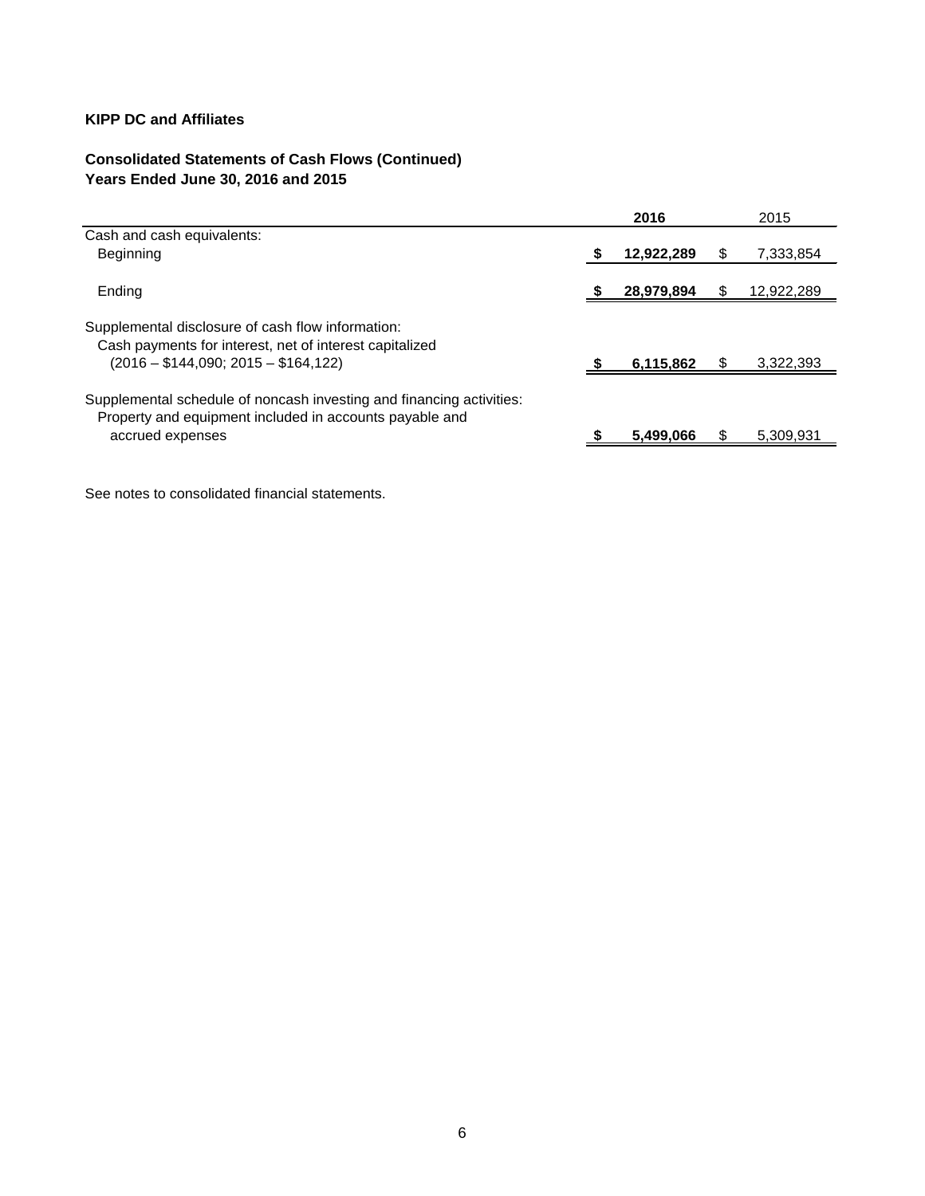**KIPP DC and Affiliates**

**Consolidated Statements of Cash Flows (Continued)**
**Years Ended June 30, 2016 and 2015**

| | 2016 | 2015 |
|---|---|---|
| Cash and cash equivalents: | | |
| Beginning | $ 12,922,289 | $ 7,333,854 |
| Ending | $ 28,979,894 | $ 12,922,289 |
| Supplemental disclosure of cash flow information: | | |
| Cash payments for interest, net of interest capitalized (2016 – $144,090; 2015 – $164,122) | $ 6,115,862 | $ 3,322,393 |
| Supplemental schedule of noncash investing and financing activities: | | |
| Property and equipment included in accounts payable and accrued expenses | $ 5,499,066 | $ 5,309,931 |

See notes to consolidated financial statements.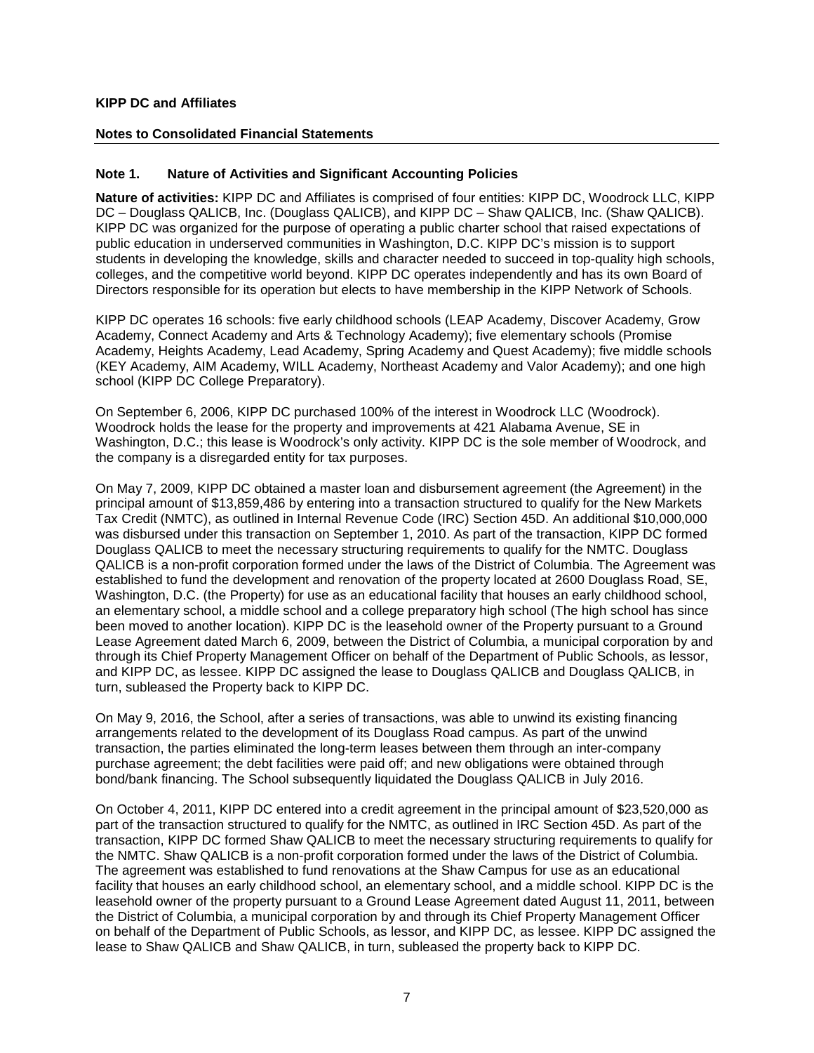**KIPP DC and Affiliates**

**Notes to Consolidated Financial Statements**

**Note 1. Nature of Activities and Significant Accounting Policies**

**Nature of activities:** KIPP DC and Affiliates is comprised of four entities: KIPP DC, Woodrock LLC, KIPP DC – Douglass QALICB, Inc. (Douglass QALICB), and KIPP DC – Shaw QALICB, Inc. (Shaw QALICB). KIPP DC was organized for the purpose of operating a public charter school that raised expectations of public education in underserved communities in Washington, D.C. KIPP DC's mission is to support students in developing the knowledge, skills and character needed to succeed in top-quality high schools, colleges, and the competitive world beyond. KIPP DC operates independently and has its own Board of Directors responsible for its operation but elects to have membership in the KIPP Network of Schools.

KIPP DC operates 16 schools: five early childhood schools (LEAP Academy, Discover Academy, Grow Academy, Connect Academy and Arts & Technology Academy); five elementary schools (Promise Academy, Heights Academy, Lead Academy, Spring Academy and Quest Academy); five middle schools (KEY Academy, AIM Academy, WILL Academy, Northeast Academy and Valor Academy); and one high school (KIPP DC College Preparatory).

On September 6, 2006, KIPP DC purchased 100% of the interest in Woodrock LLC (Woodrock). Woodrock holds the lease for the property and improvements at 421 Alabama Avenue, SE in Washington, D.C.; this lease is Woodrock's only activity. KIPP DC is the sole member of Woodrock, and the company is a disregarded entity for tax purposes.

On May 7, 2009, KIPP DC obtained a master loan and disbursement agreement (the Agreement) in the principal amount of $13,859,486 by entering into a transaction structured to qualify for the New Markets Tax Credit (NMTC), as outlined in Internal Revenue Code (IRC) Section 45D. An additional $10,000,000 was disbursed under this transaction on September 1, 2010. As part of the transaction, KIPP DC formed Douglass QALICB to meet the necessary structuring requirements to qualify for the NMTC. Douglass QALICB is a non-profit corporation formed under the laws of the District of Columbia. The Agreement was established to fund the development and renovation of the property located at 2600 Douglass Road, SE, Washington, D.C. (the Property) for use as an educational facility that houses an early childhood school, an elementary school, a middle school and a college preparatory high school (The high school has since been moved to another location). KIPP DC is the leasehold owner of the Property pursuant to a Ground Lease Agreement dated March 6, 2009, between the District of Columbia, a municipal corporation by and through its Chief Property Management Officer on behalf of the Department of Public Schools, as lessor, and KIPP DC, as lessee. KIPP DC assigned the lease to Douglass QALICB and Douglass QALICB, in turn, subleased the Property back to KIPP DC.

On May 9, 2016, the School, after a series of transactions, was able to unwind its existing financing arrangements related to the development of its Douglass Road campus. As part of the unwind transaction, the parties eliminated the long-term leases between them through an inter-company purchase agreement; the debt facilities were paid off; and new obligations were obtained through bond/bank financing. The School subsequently liquidated the Douglass QALICB in July 2016.

On October 4, 2011, KIPP DC entered into a credit agreement in the principal amount of $23,520,000 as part of the transaction structured to qualify for the NMTC, as outlined in IRC Section 45D. As part of the transaction, KIPP DC formed Shaw QALICB to meet the necessary structuring requirements to qualify for the NMTC. Shaw QALICB is a non-profit corporation formed under the laws of the District of Columbia. The agreement was established to fund renovations at the Shaw Campus for use as an educational facility that houses an early childhood school, an elementary school, and a middle school. KIPP DC is the leasehold owner of the property pursuant to a Ground Lease Agreement dated August 11, 2011, between the District of Columbia, a municipal corporation by and through its Chief Property Management Officer on behalf of the Department of Public Schools, as lessor, and KIPP DC, as lessee. KIPP DC assigned the lease to Shaw QALICB and Shaw QALICB, in turn, subleased the property back to KIPP DC.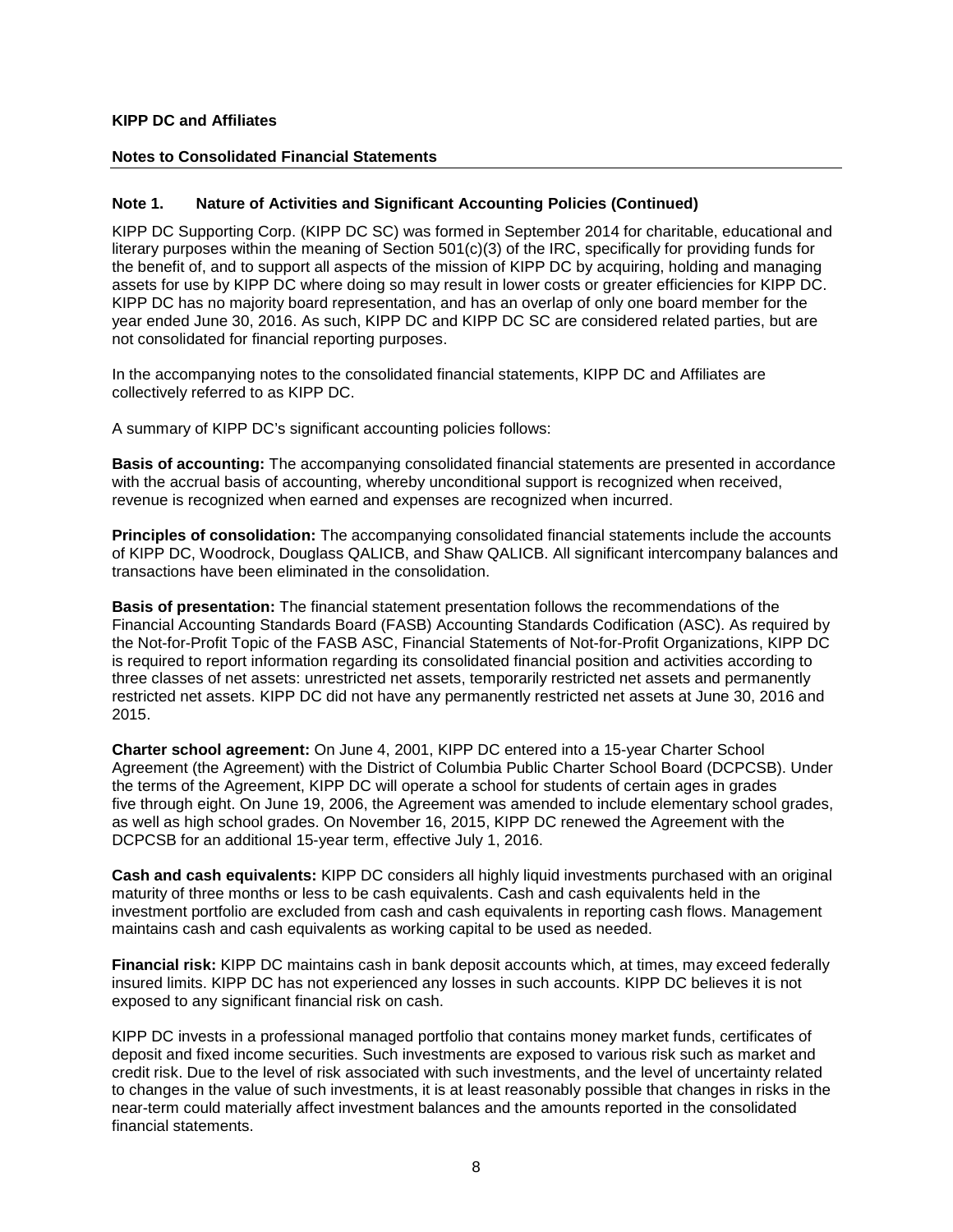**KIPP DC and Affiliates**

**Notes to Consolidated Financial Statements**

**Note 1. Nature of Activities and Significant Accounting Policies (Continued)**

KIPP DC Supporting Corp. (KIPP DC SC) was formed in September 2014 for charitable, educational and literary purposes within the meaning of Section 501(c)(3) of the IRC, specifically for providing funds for the benefit of, and to support all aspects of the mission of KIPP DC by acquiring, holding and managing assets for use by KIPP DC where doing so may result in lower costs or greater efficiencies for KIPP DC. KIPP DC has no majority board representation, and has an overlap of only one board member for the year ended June 30, 2016. As such, KIPP DC and KIPP DC SC are considered related parties, but are not consolidated for financial reporting purposes.

In the accompanying notes to the consolidated financial statements, KIPP DC and Affiliates are collectively referred to as KIPP DC.

A summary of KIPP DC's significant accounting policies follows:

**Basis of accounting:** The accompanying consolidated financial statements are presented in accordance with the accrual basis of accounting, whereby unconditional support is recognized when received, revenue is recognized when earned and expenses are recognized when incurred.

**Principles of consolidation:** The accompanying consolidated financial statements include the accounts of KIPP DC, Woodrock, Douglass QALICB, and Shaw QALICB. All significant intercompany balances and transactions have been eliminated in the consolidation.

**Basis of presentation:** The financial statement presentation follows the recommendations of the Financial Accounting Standards Board (FASB) Accounting Standards Codification (ASC). As required by the Not-for-Profit Topic of the FASB ASC, Financial Statements of Not-for-Profit Organizations, KIPP DC is required to report information regarding its consolidated financial position and activities according to three classes of net assets: unrestricted net assets, temporarily restricted net assets and permanently restricted net assets. KIPP DC did not have any permanently restricted net assets at June 30, 2016 and 2015.

**Charter school agreement:** On June 4, 2001, KIPP DC entered into a 15-year Charter School Agreement (the Agreement) with the District of Columbia Public Charter School Board (DCPCSB). Under the terms of the Agreement, KIPP DC will operate a school for students of certain ages in grades five through eight. On June 19, 2006, the Agreement was amended to include elementary school grades, as well as high school grades. On November 16, 2015, KIPP DC renewed the Agreement with the DCPCSB for an additional 15-year term, effective July 1, 2016.

**Cash and cash equivalents:** KIPP DC considers all highly liquid investments purchased with an original maturity of three months or less to be cash equivalents. Cash and cash equivalents held in the investment portfolio are excluded from cash and cash equivalents in reporting cash flows. Management maintains cash and cash equivalents as working capital to be used as needed.

**Financial risk:** KIPP DC maintains cash in bank deposit accounts which, at times, may exceed federally insured limits. KIPP DC has not experienced any losses in such accounts. KIPP DC believes it is not exposed to any significant financial risk on cash.

KIPP DC invests in a professional managed portfolio that contains money market funds, certificates of deposit and fixed income securities. Such investments are exposed to various risk such as market and credit risk. Due to the level of risk associated with such investments, and the level of uncertainty related to changes in the value of such investments, it is at least reasonably possible that changes in risks in the near-term could materially affect investment balances and the amounts reported in the consolidated financial statements.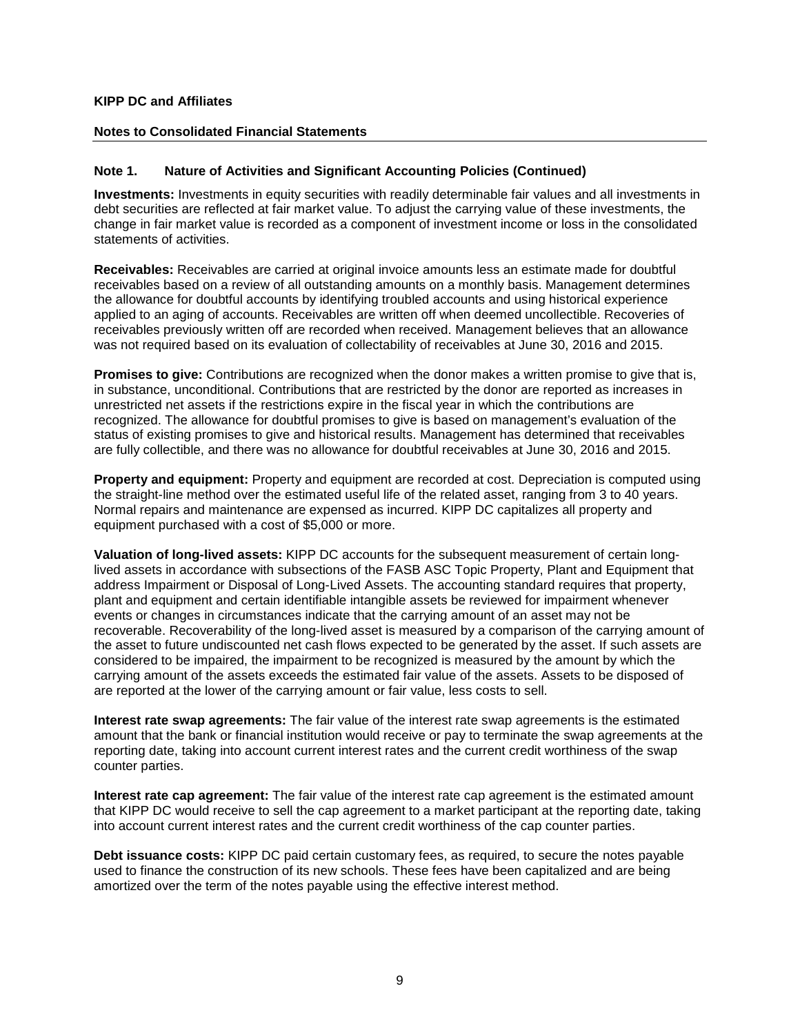**KIPP DC and Affiliates**

**Notes to Consolidated Financial Statements**

## Note 1. Nature of Activities and Significant Accounting Policies (Continued)

**Investments:** Investments in equity securities with readily determinable fair values and all investments in debt securities are reflected at fair market value. To adjust the carrying value of these investments, the change in fair market value is recorded as a component of investment income or loss in the consolidated statements of activities.

**Receivables:** Receivables are carried at original invoice amounts less an estimate made for doubtful receivables based on a review of all outstanding amounts on a monthly basis. Management determines the allowance for doubtful accounts by identifying troubled accounts and using historical experience applied to an aging of accounts. Receivables are written off when deemed uncollectible. Recoveries of receivables previously written off are recorded when received. Management believes that an allowance was not required based on its evaluation of collectability of receivables at June 30, 2016 and 2015.

**Promises to give:** Contributions are recognized when the donor makes a written promise to give that is, in substance, unconditional. Contributions that are restricted by the donor are reported as increases in unrestricted net assets if the restrictions expire in the fiscal year in which the contributions are recognized. The allowance for doubtful promises to give is based on management's evaluation of the status of existing promises to give and historical results. Management has determined that receivables are fully collectible, and there was no allowance for doubtful receivables at June 30, 2016 and 2015.

**Property and equipment:** Property and equipment are recorded at cost. Depreciation is computed using the straight-line method over the estimated useful life of the related asset, ranging from 3 to 40 years. Normal repairs and maintenance are expensed as incurred. KIPP DC capitalizes all property and equipment purchased with a cost of $5,000 or more.

**Valuation of long-lived assets:** KIPP DC accounts for the subsequent measurement of certain long-lived assets in accordance with subsections of the FASB ASC Topic Property, Plant and Equipment that address Impairment or Disposal of Long-Lived Assets. The accounting standard requires that property, plant and equipment and certain identifiable intangible assets be reviewed for impairment whenever events or changes in circumstances indicate that the carrying amount of an asset may not be recoverable. Recoverability of the long-lived asset is measured by a comparison of the carrying amount of the asset to future undiscounted net cash flows expected to be generated by the asset. If such assets are considered to be impaired, the impairment to be recognized is measured by the amount by which the carrying amount of the assets exceeds the estimated fair value of the assets. Assets to be disposed of are reported at the lower of the carrying amount or fair value, less costs to sell.

**Interest rate swap agreements:** The fair value of the interest rate swap agreements is the estimated amount that the bank or financial institution would receive or pay to terminate the swap agreements at the reporting date, taking into account current interest rates and the current credit worthiness of the swap counter parties.

**Interest rate cap agreement:** The fair value of the interest rate cap agreement is the estimated amount that KIPP DC would receive to sell the cap agreement to a market participant at the reporting date, taking into account current interest rates and the current credit worthiness of the cap counter parties.

**Debt issuance costs:** KIPP DC paid certain customary fees, as required, to secure the notes payable used to finance the construction of its new schools. These fees have been capitalized and are being amortized over the term of the notes payable using the effective interest method.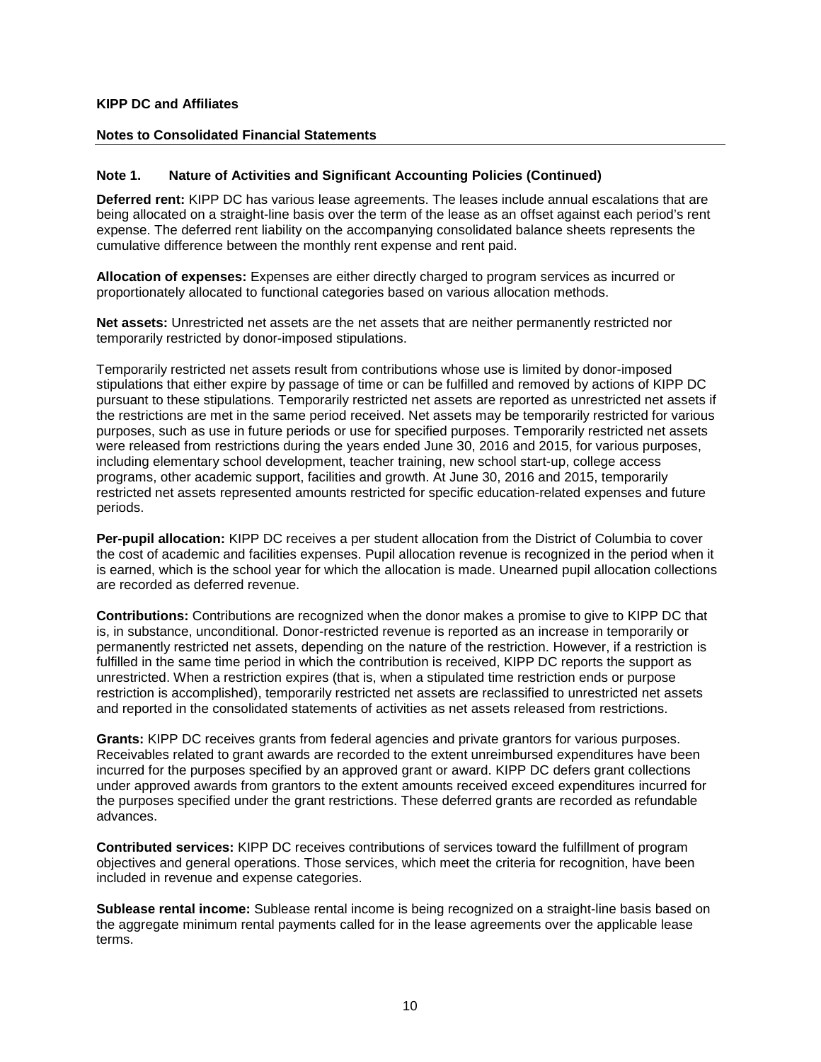**KIPP DC and Affiliates**

**Notes to Consolidated Financial Statements**

**Note 1. Nature of Activities and Significant Accounting Policies (Continued)**

**Deferred rent:** KIPP DC has various lease agreements. The leases include annual escalations that are being allocated on a straight-line basis over the term of the lease as an offset against each period's rent expense. The deferred rent liability on the accompanying consolidated balance sheets represents the cumulative difference between the monthly rent expense and rent paid.

**Allocation of expenses:** Expenses are either directly charged to program services as incurred or proportionately allocated to functional categories based on various allocation methods.

**Net assets:** Unrestricted net assets are the net assets that are neither permanently restricted nor temporarily restricted by donor-imposed stipulations.

Temporarily restricted net assets result from contributions whose use is limited by donor-imposed stipulations that either expire by passage of time or can be fulfilled and removed by actions of KIPP DC pursuant to these stipulations. Temporarily restricted net assets are reported as unrestricted net assets if the restrictions are met in the same period received. Net assets may be temporarily restricted for various purposes, such as use in future periods or use for specified purposes. Temporarily restricted net assets were released from restrictions during the years ended June 30, 2016 and 2015, for various purposes, including elementary school development, teacher training, new school start-up, college access programs, other academic support, facilities and growth. At June 30, 2016 and 2015, temporarily restricted net assets represented amounts restricted for specific education-related expenses and future periods.

**Per-pupil allocation:** KIPP DC receives a per student allocation from the District of Columbia to cover the cost of academic and facilities expenses. Pupil allocation revenue is recognized in the period when it is earned, which is the school year for which the allocation is made. Unearned pupil allocation collections are recorded as deferred revenue.

**Contributions:** Contributions are recognized when the donor makes a promise to give to KIPP DC that is, in substance, unconditional. Donor-restricted revenue is reported as an increase in temporarily or permanently restricted net assets, depending on the nature of the restriction. However, if a restriction is fulfilled in the same time period in which the contribution is received, KIPP DC reports the support as unrestricted. When a restriction expires (that is, when a stipulated time restriction ends or purpose restriction is accomplished), temporarily restricted net assets are reclassified to unrestricted net assets and reported in the consolidated statements of activities as net assets released from restrictions.

**Grants:** KIPP DC receives grants from federal agencies and private grantors for various purposes. Receivables related to grant awards are recorded to the extent unreimbursed expenditures have been incurred for the purposes specified by an approved grant or award. KIPP DC defers grant collections under approved awards from grantors to the extent amounts received exceed expenditures incurred for the purposes specified under the grant restrictions. These deferred grants are recorded as refundable advances.

**Contributed services:** KIPP DC receives contributions of services toward the fulfillment of program objectives and general operations. Those services, which meet the criteria for recognition, have been included in revenue and expense categories.

**Sublease rental income:** Sublease rental income is being recognized on a straight-line basis based on the aggregate minimum rental payments called for in the lease agreements over the applicable lease terms.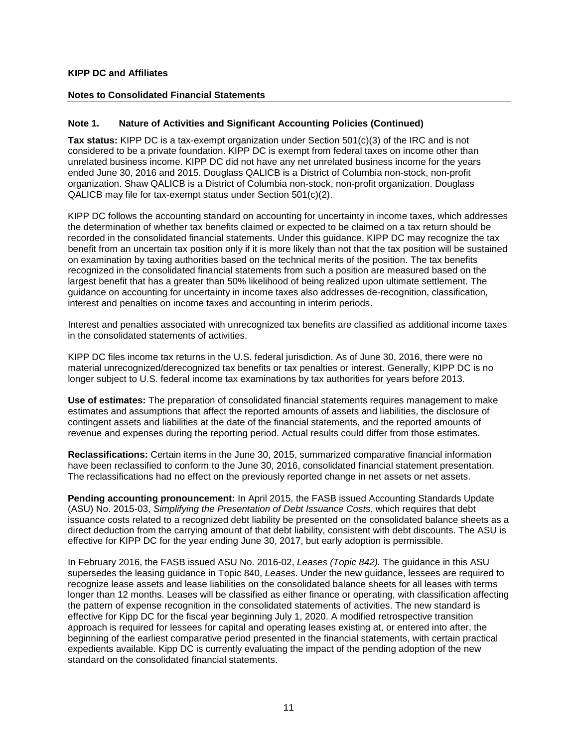**KIPP DC and Affiliates**

**Notes to Consolidated Financial Statements**

**Note 1. Nature of Activities and Significant Accounting Policies (Continued)**

**Tax status:** KIPP DC is a tax-exempt organization under Section 501(c)(3) of the IRC and is not considered to be a private foundation. KIPP DC is exempt from federal taxes on income other than unrelated business income. KIPP DC did not have any net unrelated business income for the years ended June 30, 2016 and 2015. Douglass QALICB is a District of Columbia non-stock, non-profit organization. Shaw QALICB is a District of Columbia non-stock, non-profit organization. Douglass QALICB may file for tax-exempt status under Section 501(c)(2).

KIPP DC follows the accounting standard on accounting for uncertainty in income taxes, which addresses the determination of whether tax benefits claimed or expected to be claimed on a tax return should be recorded in the consolidated financial statements. Under this guidance, KIPP DC may recognize the tax benefit from an uncertain tax position only if it is more likely than not that the tax position will be sustained on examination by taxing authorities based on the technical merits of the position. The tax benefits recognized in the consolidated financial statements from such a position are measured based on the largest benefit that has a greater than 50% likelihood of being realized upon ultimate settlement. The guidance on accounting for uncertainty in income taxes also addresses de-recognition, classification, interest and penalties on income taxes and accounting in interim periods.

Interest and penalties associated with unrecognized tax benefits are classified as additional income taxes in the consolidated statements of activities.

KIPP DC files income tax returns in the U.S. federal jurisdiction. As of June 30, 2016, there were no material unrecognized/derecognized tax benefits or tax penalties or interest. Generally, KIPP DC is no longer subject to U.S. federal income tax examinations by tax authorities for years before 2013.

**Use of estimates:** The preparation of consolidated financial statements requires management to make estimates and assumptions that affect the reported amounts of assets and liabilities, the disclosure of contingent assets and liabilities at the date of the financial statements, and the reported amounts of revenue and expenses during the reporting period. Actual results could differ from those estimates.

**Reclassifications:** Certain items in the June 30, 2015, summarized comparative financial information have been reclassified to conform to the June 30, 2016, consolidated financial statement presentation. The reclassifications had no effect on the previously reported change in net assets or net assets.

**Pending accounting pronouncement:** In April 2015, the FASB issued Accounting Standards Update (ASU) No. 2015-03, *Simplifying the Presentation of Debt Issuance Costs*, which requires that debt issuance costs related to a recognized debt liability be presented on the consolidated balance sheets as a direct deduction from the carrying amount of that debt liability, consistent with debt discounts. The ASU is effective for KIPP DC for the year ending June 30, 2017, but early adoption is permissible.

In February 2016, the FASB issued ASU No. 2016-02, *Leases (Topic 842).* The guidance in this ASU supersedes the leasing guidance in Topic 840, *Leases*. Under the new guidance, lessees are required to recognize lease assets and lease liabilities on the consolidated balance sheets for all leases with terms longer than 12 months. Leases will be classified as either finance or operating, with classification affecting the pattern of expense recognition in the consolidated statements of activities. The new standard is effective for Kipp DC for the fiscal year beginning July 1, 2020. A modified retrospective transition approach is required for lessees for capital and operating leases existing at, or entered into after, the beginning of the earliest comparative period presented in the financial statements, with certain practical expedients available. Kipp DC is currently evaluating the impact of the pending adoption of the new standard on the consolidated financial statements.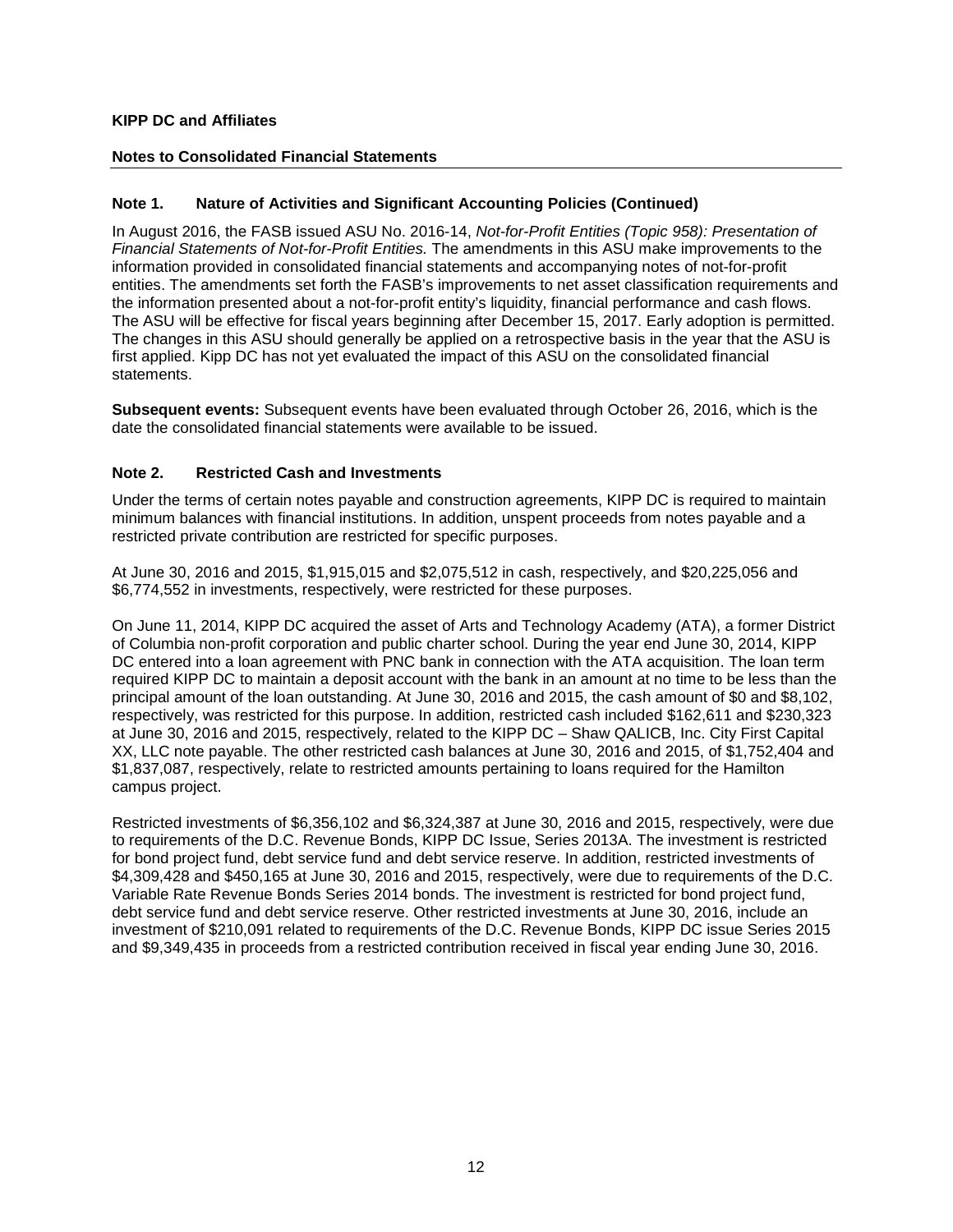**KIPP DC and Affiliates**

**Notes to Consolidated Financial Statements**

---

### Note 1. Nature of Activities and Significant Accounting Policies (Continued)

In August 2016, the FASB issued ASU No. 2016-14, *Not-for-Profit Entities (Topic 958): Presentation of Financial Statements of Not-for-Profit Entities.* The amendments in this ASU make improvements to the information provided in consolidated financial statements and accompanying notes of not-for-profit entities. The amendments set forth the FASB's improvements to net asset classification requirements and the information presented about a not-for-profit entity's liquidity, financial performance and cash flows. The ASU will be effective for fiscal years beginning after December 15, 2017. Early adoption is permitted. The changes in this ASU should generally be applied on a retrospective basis in the year that the ASU is first applied. Kipp DC has not yet evaluated the impact of this ASU on the consolidated financial statements.

**Subsequent events:** Subsequent events have been evaluated through October 26, 2016, which is the date the consolidated financial statements were available to be issued.

### Note 2. Restricted Cash and Investments

Under the terms of certain notes payable and construction agreements, KIPP DC is required to maintain minimum balances with financial institutions. In addition, unspent proceeds from notes payable and a restricted private contribution are restricted for specific purposes.

At June 30, 2016 and 2015, $1,915,015 and $2,075,512 in cash, respectively, and $20,225,056 and $6,774,552 in investments, respectively, were restricted for these purposes.

On June 11, 2014, KIPP DC acquired the asset of Arts and Technology Academy (ATA), a former District of Columbia non-profit corporation and public charter school. During the year end June 30, 2014, KIPP DC entered into a loan agreement with PNC bank in connection with the ATA acquisition. The loan term required KIPP DC to maintain a deposit account with the bank in an amount at no time to be less than the principal amount of the loan outstanding. At June 30, 2016 and 2015, the cash amount of $0 and $8,102, respectively, was restricted for this purpose. In addition, restricted cash included $162,611 and $230,323 at June 30, 2016 and 2015, respectively, related to the KIPP DC – Shaw QALICB, Inc. City First Capital XX, LLC note payable. The other restricted cash balances at June 30, 2016 and 2015, of $1,752,404 and $1,837,087, respectively, relate to restricted amounts pertaining to loans required for the Hamilton campus project.

Restricted investments of $6,356,102 and $6,324,387 at June 30, 2016 and 2015, respectively, were due to requirements of the D.C. Revenue Bonds, KIPP DC Issue, Series 2013A. The investment is restricted for bond project fund, debt service fund and debt service reserve. In addition, restricted investments of $4,309,428 and $450,165 at June 30, 2016 and 2015, respectively, were due to requirements of the D.C. Variable Rate Revenue Bonds Series 2014 bonds. The investment is restricted for bond project fund, debt service fund and debt service reserve. Other restricted investments at June 30, 2016, include an investment of $210,091 related to requirements of the D.C. Revenue Bonds, KIPP DC issue Series 2015 and $9,349,435 in proceeds from a restricted contribution received in fiscal year ending June 30, 2016.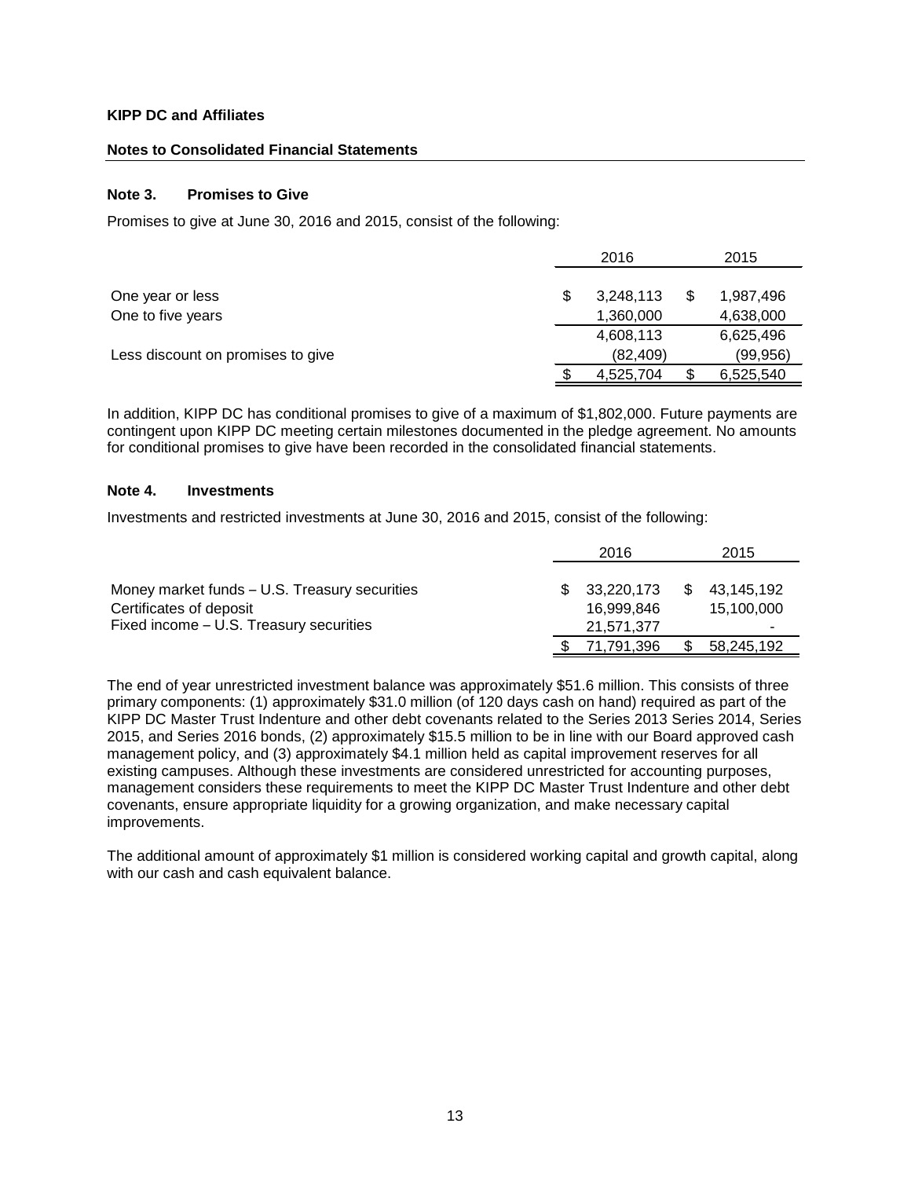**KIPP DC and Affiliates**

**Notes to Consolidated Financial Statements**

### Note 3. Promises to Give

Promises to give at June 30, 2016 and 2015, consist of the following:

| | 2016 | 2015 |
|---|---|---|
| One year or less | $ 3,248,113 | $ 1,987,496 |
| One to five years | 1,360,000 | 4,638,000 |
| | 4,608,113 | 6,625,496 |
| Less discount on promises to give | (82,409) | (99,956) |
| | $ 4,525,704 | $ 6,525,540 |

In addition, KIPP DC has conditional promises to give of a maximum of $1,802,000. Future payments are contingent upon KIPP DC meeting certain milestones documented in the pledge agreement. No amounts for conditional promises to give have been recorded in the consolidated financial statements.

### Note 4. Investments

Investments and restricted investments at June 30, 2016 and 2015, consist of the following:

| | 2016 | 2015 |
|---|---|---|
| Money market funds – U.S. Treasury securities | $ 33,220,173 | $ 43,145,192 |
| Certificates of deposit | 16,999,846 | 15,100,000 |
| Fixed income – U.S. Treasury securities | 21,571,377 | - |
| | $ 71,791,396 | $ 58,245,192 |

The end of year unrestricted investment balance was approximately $51.6 million. This consists of three primary components: (1) approximately $31.0 million (of 120 days cash on hand) required as part of the KIPP DC Master Trust Indenture and other debt covenants related to the Series 2013 Series 2014, Series 2015, and Series 2016 bonds, (2) approximately $15.5 million to be in line with our Board approved cash management policy, and (3) approximately $4.1 million held as capital improvement reserves for all existing campuses. Although these investments are considered unrestricted for accounting purposes, management considers these requirements to meet the KIPP DC Master Trust Indenture and other debt covenants, ensure appropriate liquidity for a growing organization, and make necessary capital improvements.

The additional amount of approximately $1 million is considered working capital and growth capital, along with our cash and cash equivalent balance.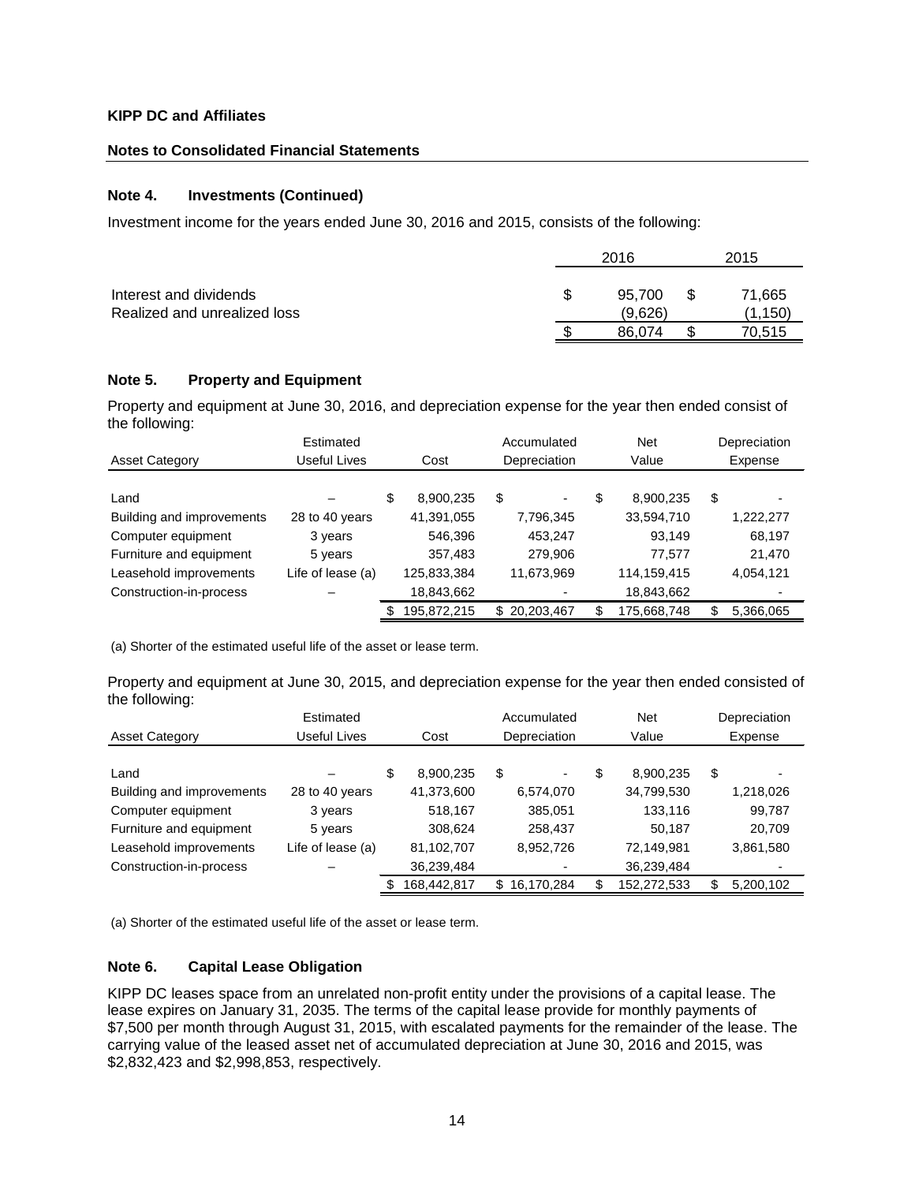**KIPP DC and Affiliates**

**Notes to Consolidated Financial Statements**

## Note 4. Investments (Continued)

Investment income for the years ended June 30, 2016 and 2015, consists of the following:

| | 2016 | 2015 |
|---|---|---|
| Interest and dividends | $ 95,700 | $ 71,665 |
| Realized and unrealized loss | (9,626) | (1,150) |
| | $ 86,074 | $ 70,515 |

## Note 5. Property and Equipment

Property and equipment at June 30, 2016, and depreciation expense for the year then ended consist of the following:

| Asset Category | Estimated Useful Lives | Cost | Accumulated Depreciation | Net Value | Depreciation Expense |
|---|---|---|---|---|---|
| Land | – | $ 8,900,235 | $ - | $ 8,900,235 | $ - |
| Building and improvements | 28 to 40 years | 41,391,055 | 7,796,345 | 33,594,710 | 1,222,277 |
| Computer equipment | 3 years | 546,396 | 453,247 | 93,149 | 68,197 |
| Furniture and equipment | 5 years | 357,483 | 279,906 | 77,577 | 21,470 |
| Leasehold improvements | Life of lease (a) | 125,833,384 | 11,673,969 | 114,159,415 | 4,054,121 |
| Construction-in-process | – | 18,843,662 | - | 18,843,662 | - |
| | | $ 195,872,215 | $ 20,203,467 | $ 175,668,748 | $ 5,366,065 |

(a) Shorter of the estimated useful life of the asset or lease term.

Property and equipment at June 30, 2015, and depreciation expense for the year then ended consisted of the following:

| Asset Category | Estimated Useful Lives | Cost | Accumulated Depreciation | Net Value | Depreciation Expense |
|---|---|---|---|---|---|
| Land | – | $ 8,900,235 | $ - | $ 8,900,235 | $ - |
| Building and improvements | 28 to 40 years | 41,373,600 | 6,574,070 | 34,799,530 | 1,218,026 |
| Computer equipment | 3 years | 518,167 | 385,051 | 133,116 | 99,787 |
| Furniture and equipment | 5 years | 308,624 | 258,437 | 50,187 | 20,709 |
| Leasehold improvements | Life of lease (a) | 81,102,707 | 8,952,726 | 72,149,981 | 3,861,580 |
| Construction-in-process | – | 36,239,484 | - | 36,239,484 | - |
| | | $ 168,442,817 | $ 16,170,284 | $ 152,272,533 | $ 5,200,102 |

(a) Shorter of the estimated useful life of the asset or lease term.

## Note 6. Capital Lease Obligation

KIPP DC leases space from an unrelated non-profit entity under the provisions of a capital lease. The lease expires on January 31, 2035. The terms of the capital lease provide for monthly payments of $7,500 per month through August 31, 2015, with escalated payments for the remainder of the lease. The carrying value of the leased asset net of accumulated depreciation at June 30, 2016 and 2015, was $2,832,423 and $2,998,853, respectively.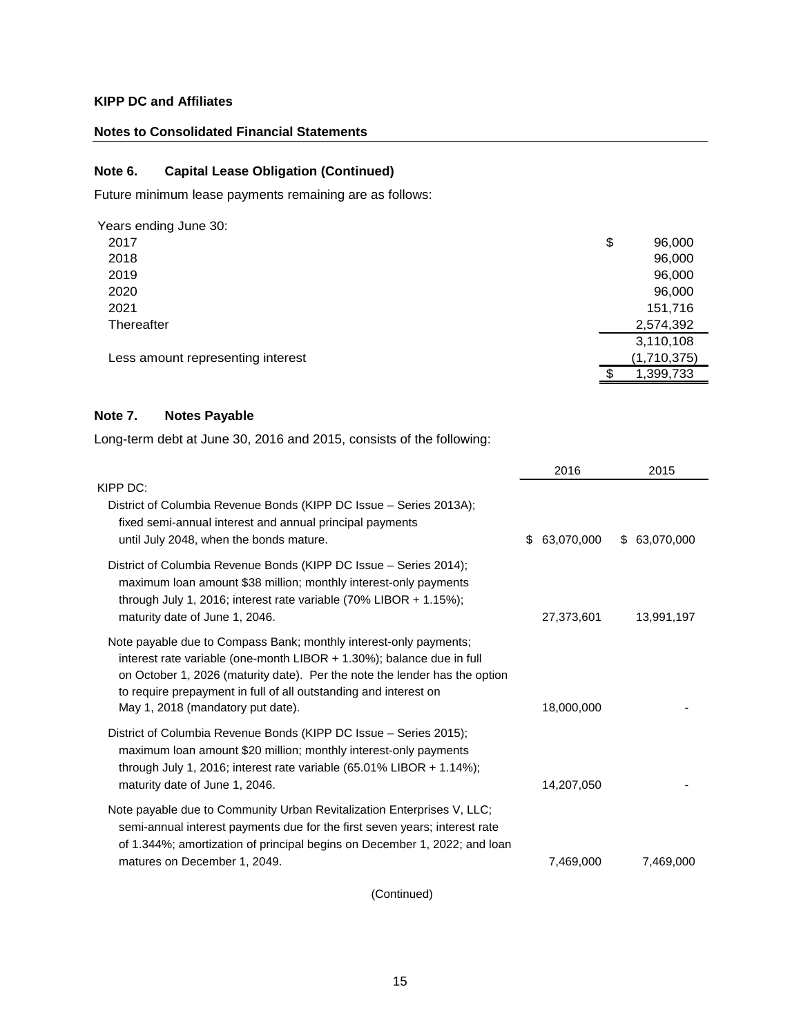**KIPP DC and Affiliates**

**Notes to Consolidated Financial Statements**

### Note 6. Capital Lease Obligation (Continued)

Future minimum lease payments remaining are as follows:

| Years ending June 30: | |
|---|---|
| 2017 | $ 96,000 |
| 2018 | 96,000 |
| 2019 | 96,000 |
| 2020 | 96,000 |
| 2021 | 151,716 |
| Thereafter | 2,574,392 |
| | 3,110,108 |
| Less amount representing interest | (1,710,375) |
| | $ 1,399,733 |

### Note 7. Notes Payable

Long-term debt at June 30, 2016 and 2015, consists of the following:

| | 2016 | 2015 |
|---|---|---|
| KIPP DC: | | |
| District of Columbia Revenue Bonds (KIPP DC Issue – Series 2013A); fixed semi-annual interest and annual principal payments until July 2048, when the bonds mature. | $ 63,070,000 | $ 63,070,000 |
| District of Columbia Revenue Bonds (KIPP DC Issue – Series 2014); maximum loan amount $38 million; monthly interest-only payments through July 1, 2016; interest rate variable (70% LIBOR + 1.15%); maturity date of June 1, 2046. | 27,373,601 | 13,991,197 |
| Note payable due to Compass Bank; monthly interest-only payments; interest rate variable (one-month LIBOR + 1.30%); balance due in full on October 1, 2026 (maturity date). Per the note the lender has the option to require prepayment in full of all outstanding and interest on May 1, 2018 (mandatory put date). | 18,000,000 | - |
| District of Columbia Revenue Bonds (KIPP DC Issue – Series 2015); maximum loan amount $20 million; monthly interest-only payments through July 1, 2016; interest rate variable (65.01% LIBOR + 1.14%); maturity date of June 1, 2046. | 14,207,050 | - |
| Note payable due to Community Urban Revitalization Enterprises V, LLC; semi-annual interest payments due for the first seven years; interest rate of 1.344%; amortization of principal begins on December 1, 2022; and loan matures on December 1, 2049. | 7,469,000 | 7,469,000 |

(Continued)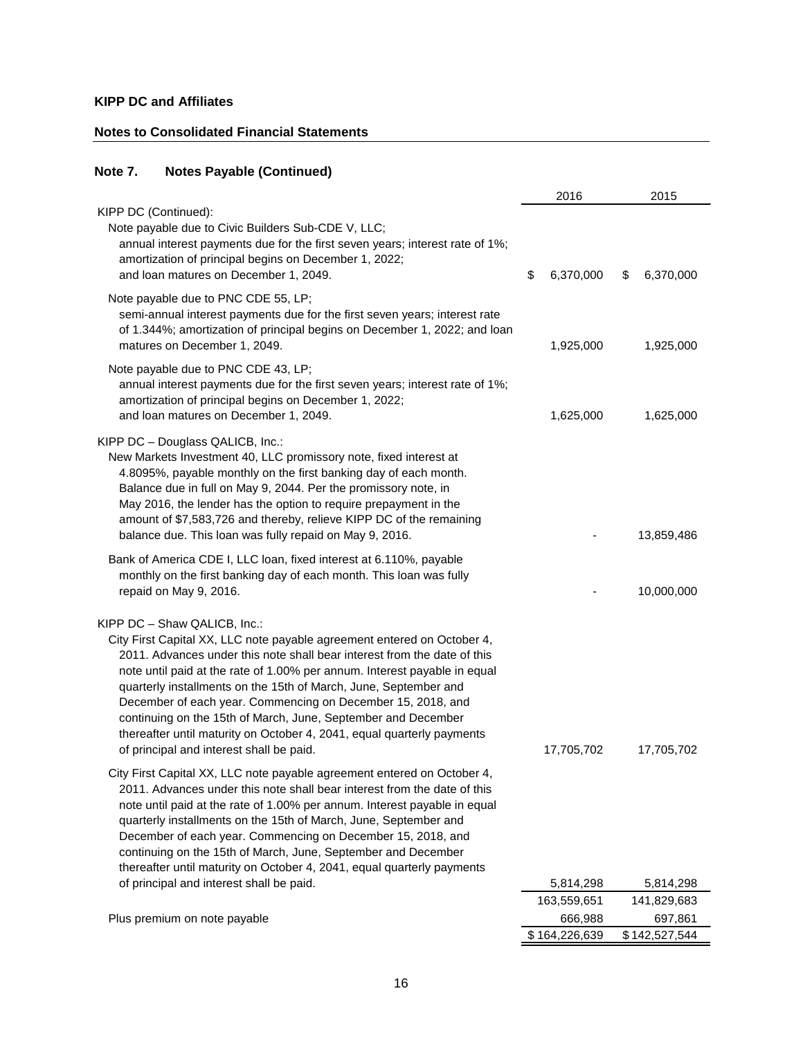**KIPP DC and Affiliates**

**Notes to Consolidated Financial Statements**

## Note 7. Notes Payable (Continued)

| | 2016 | 2015 |
|---|---|---|
| KIPP DC (Continued): | | |
| Note payable due to Civic Builders Sub-CDE V, LLC; annual interest payments due for the first seven years; interest rate of 1%; amortization of principal begins on December 1, 2022; and loan matures on December 1, 2049. | $ 6,370,000 | $ 6,370,000 |
| Note payable due to PNC CDE 55, LP; semi-annual interest payments due for the first seven years; interest rate of 1.344%; amortization of principal begins on December 1, 2022; and loan matures on December 1, 2049. | 1,925,000 | 1,925,000 |
| Note payable due to PNC CDE 43, LP; annual interest payments due for the first seven years; interest rate of 1%; amortization of principal begins on December 1, 2022; and loan matures on December 1, 2049. | 1,625,000 | 1,625,000 |
| KIPP DC – Douglass QALICB, Inc.: | | |
| New Markets Investment 40, LLC promissory note, fixed interest at 4.8095%, payable monthly on the first banking day of each month. Balance due in full on May 9, 2044. Per the promissory note, in May 2016, the lender has the option to require prepayment in the amount of $7,583,726 and thereby, relieve KIPP DC of the remaining balance due. This loan was fully repaid on May 9, 2016. | - | 13,859,486 |
| Bank of America CDE I, LLC loan, fixed interest at 6.110%, payable monthly on the first banking day of each month. This loan was fully repaid on May 9, 2016. | - | 10,000,000 |
| KIPP DC – Shaw QALICB, Inc.: | | |
| City First Capital XX, LLC note payable agreement entered on October 4, 2011. Advances under this note shall bear interest from the date of this note until paid at the rate of 1.00% per annum. Interest payable in equal quarterly installments on the 15th of March, June, September and December of each year. Commencing on December 15, 2018, and continuing on the 15th of March, June, September and December thereafter until maturity on October 4, 2041, equal quarterly payments of principal and interest shall be paid. | 17,705,702 | 17,705,702 |
| City First Capital XX, LLC note payable agreement entered on October 4, 2011. Advances under this note shall bear interest from the date of this note until paid at the rate of 1.00% per annum. Interest payable in equal quarterly installments on the 15th of March, June, September and December of each year. Commencing on December 15, 2018, and continuing on the 15th of March, June, September and December thereafter until maturity on October 4, 2041, equal quarterly payments of principal and interest shall be paid. | 5,814,298 | 5,814,298 |
| | 163,559,651 | 141,829,683 |
| Plus premium on note payable | 666,988 | 697,861 |
| | $ 164,226,639 | $ 142,527,544 |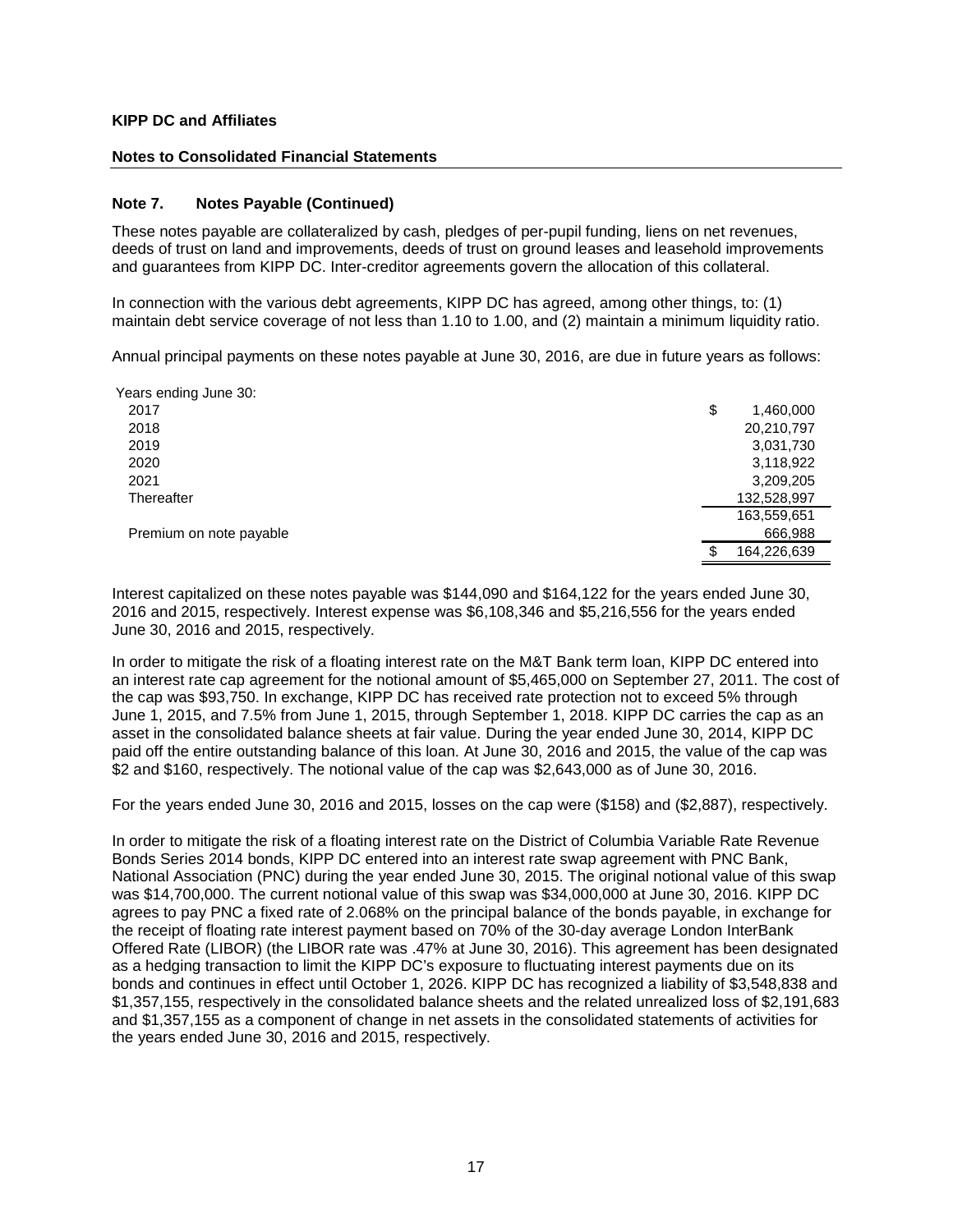**KIPP DC and Affiliates**

**Notes to Consolidated Financial Statements**

### Note 7. Notes Payable (Continued)

These notes payable are collateralized by cash, pledges of per-pupil funding, liens on net revenues, deeds of trust on land and improvements, deeds of trust on ground leases and leasehold improvements and guarantees from KIPP DC. Inter-creditor agreements govern the allocation of this collateral.

In connection with the various debt agreements, KIPP DC has agreed, among other things, to: (1) maintain debt service coverage of not less than 1.10 to 1.00, and (2) maintain a minimum liquidity ratio.

Annual principal payments on these notes payable at June 30, 2016, are due in future years as follows:

| Years ending June 30: | |
|---|---|
| 2017 | $ 1,460,000 |
| 2018 | 20,210,797 |
| 2019 | 3,031,730 |
| 2020 | 3,118,922 |
| 2021 | 3,209,205 |
| Thereafter | 132,528,997 |
| | 163,559,651 |
| Premium on note payable | 666,988 |
| | $ 164,226,639 |

Interest capitalized on these notes payable was $144,090 and $164,122 for the years ended June 30, 2016 and 2015, respectively. Interest expense was $6,108,346 and $5,216,556 for the years ended June 30, 2016 and 2015, respectively.

In order to mitigate the risk of a floating interest rate on the M&T Bank term loan, KIPP DC entered into an interest rate cap agreement for the notional amount of $5,465,000 on September 27, 2011. The cost of the cap was $93,750. In exchange, KIPP DC has received rate protection not to exceed 5% through June 1, 2015, and 7.5% from June 1, 2015, through September 1, 2018. KIPP DC carries the cap as an asset in the consolidated balance sheets at fair value. During the year ended June 30, 2014, KIPP DC paid off the entire outstanding balance of this loan. At June 30, 2016 and 2015, the value of the cap was $2 and $160, respectively. The notional value of the cap was $2,643,000 as of June 30, 2016.

For the years ended June 30, 2016 and 2015, losses on the cap were ($158) and ($2,887), respectively.

In order to mitigate the risk of a floating interest rate on the District of Columbia Variable Rate Revenue Bonds Series 2014 bonds, KIPP DC entered into an interest rate swap agreement with PNC Bank, National Association (PNC) during the year ended June 30, 2015. The original notional value of this swap was $14,700,000. The current notional value of this swap was $34,000,000 at June 30, 2016. KIPP DC agrees to pay PNC a fixed rate of 2.068% on the principal balance of the bonds payable, in exchange for the receipt of floating rate interest payment based on 70% of the 30-day average London InterBank Offered Rate (LIBOR) (the LIBOR rate was .47% at June 30, 2016). This agreement has been designated as a hedging transaction to limit the KIPP DC's exposure to fluctuating interest payments due on its bonds and continues in effect until October 1, 2026. KIPP DC has recognized a liability of $3,548,838 and $1,357,155, respectively in the consolidated balance sheets and the related unrealized loss of $2,191,683 and $1,357,155 as a component of change in net assets in the consolidated statements of activities for the years ended June 30, 2016 and 2015, respectively.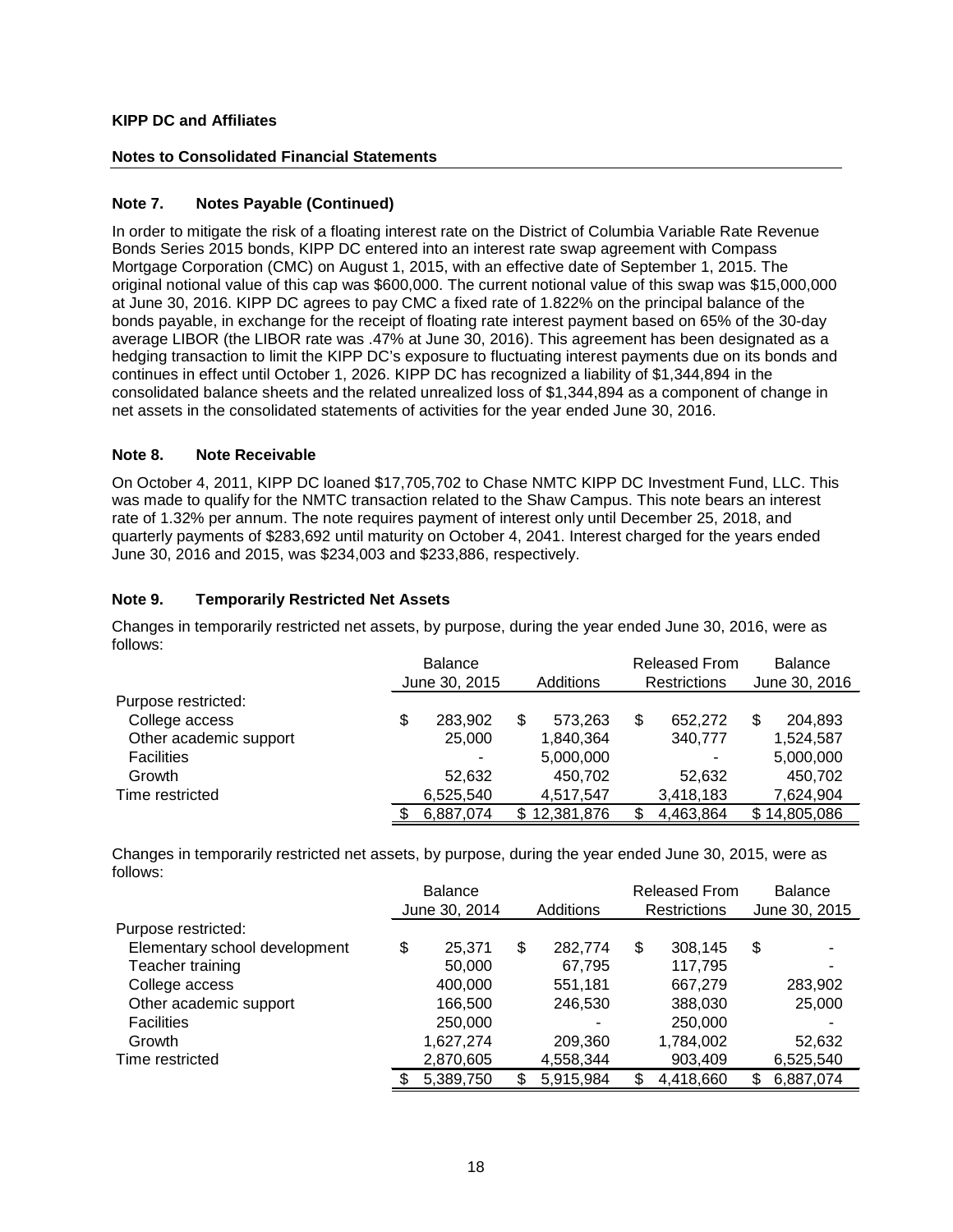**KIPP DC and Affiliates**

**Notes to Consolidated Financial Statements**

## Note 7. Notes Payable (Continued)

In order to mitigate the risk of a floating interest rate on the District of Columbia Variable Rate Revenue Bonds Series 2015 bonds, KIPP DC entered into an interest rate swap agreement with Compass Mortgage Corporation (CMC) on August 1, 2015, with an effective date of September 1, 2015. The original notional value of this cap was $600,000. The current notional value of this swap was $15,000,000 at June 30, 2016. KIPP DC agrees to pay CMC a fixed rate of 1.822% on the principal balance of the bonds payable, in exchange for the receipt of floating rate interest payment based on 65% of the 30-day average LIBOR (the LIBOR rate was .47% at June 30, 2016). This agreement has been designated as a hedging transaction to limit the KIPP DC's exposure to fluctuating interest payments due on its bonds and continues in effect until October 1, 2026. KIPP DC has recognized a liability of $1,344,894 in the consolidated balance sheets and the related unrealized loss of $1,344,894 as a component of change in net assets in the consolidated statements of activities for the year ended June 30, 2016.

## Note 8. Note Receivable

On October 4, 2011, KIPP DC loaned $17,705,702 to Chase NMTC KIPP DC Investment Fund, LLC. This was made to qualify for the NMTC transaction related to the Shaw Campus. This note bears an interest rate of 1.32% per annum. The note requires payment of interest only until December 25, 2018, and quarterly payments of $283,692 until maturity on October 4, 2041. Interest charged for the years ended June 30, 2016 and 2015, was $234,003 and $233,886, respectively.

## Note 9. Temporarily Restricted Net Assets

Changes in temporarily restricted net assets, by purpose, during the year ended June 30, 2016, were as follows:

| | Balance June 30, 2015 | Additions | Released From Restrictions | Balance June 30, 2016 |
|---|---|---|---|---|
| Purpose restricted: | | | | |
| College access | $ 283,902 | $ 573,263 | $ 652,272 | $ 204,893 |
| Other academic support | 25,000 | 1,840,364 | 340,777 | 1,524,587 |
| Facilities | - | 5,000,000 | - | 5,000,000 |
| Growth | 52,632 | 450,702 | 52,632 | 450,702 |
| Time restricted | 6,525,540 | 4,517,547 | 3,418,183 | 7,624,904 |
| | $ 6,887,074 | $ 12,381,876 | $ 4,463,864 | $ 14,805,086 |

Changes in temporarily restricted net assets, by purpose, during the year ended June 30, 2015, were as follows:

| | Balance June 30, 2014 | Additions | Released From Restrictions | Balance June 30, 2015 |
|---|---|---|---|---|
| Purpose restricted: | | | | |
| Elementary school development | $ 25,371 | $ 282,774 | $ 308,145 | $ - |
| Teacher training | 50,000 | 67,795 | 117,795 | - |
| College access | 400,000 | 551,181 | 667,279 | 283,902 |
| Other academic support | 166,500 | 246,530 | 388,030 | 25,000 |
| Facilities | 250,000 | - | 250,000 | - |
| Growth | 1,627,274 | 209,360 | 1,784,002 | 52,632 |
| Time restricted | 2,870,605 | 4,558,344 | 903,409 | 6,525,540 |
| | $ 5,389,750 | $ 5,915,984 | $ 4,418,660 | $ 6,887,074 |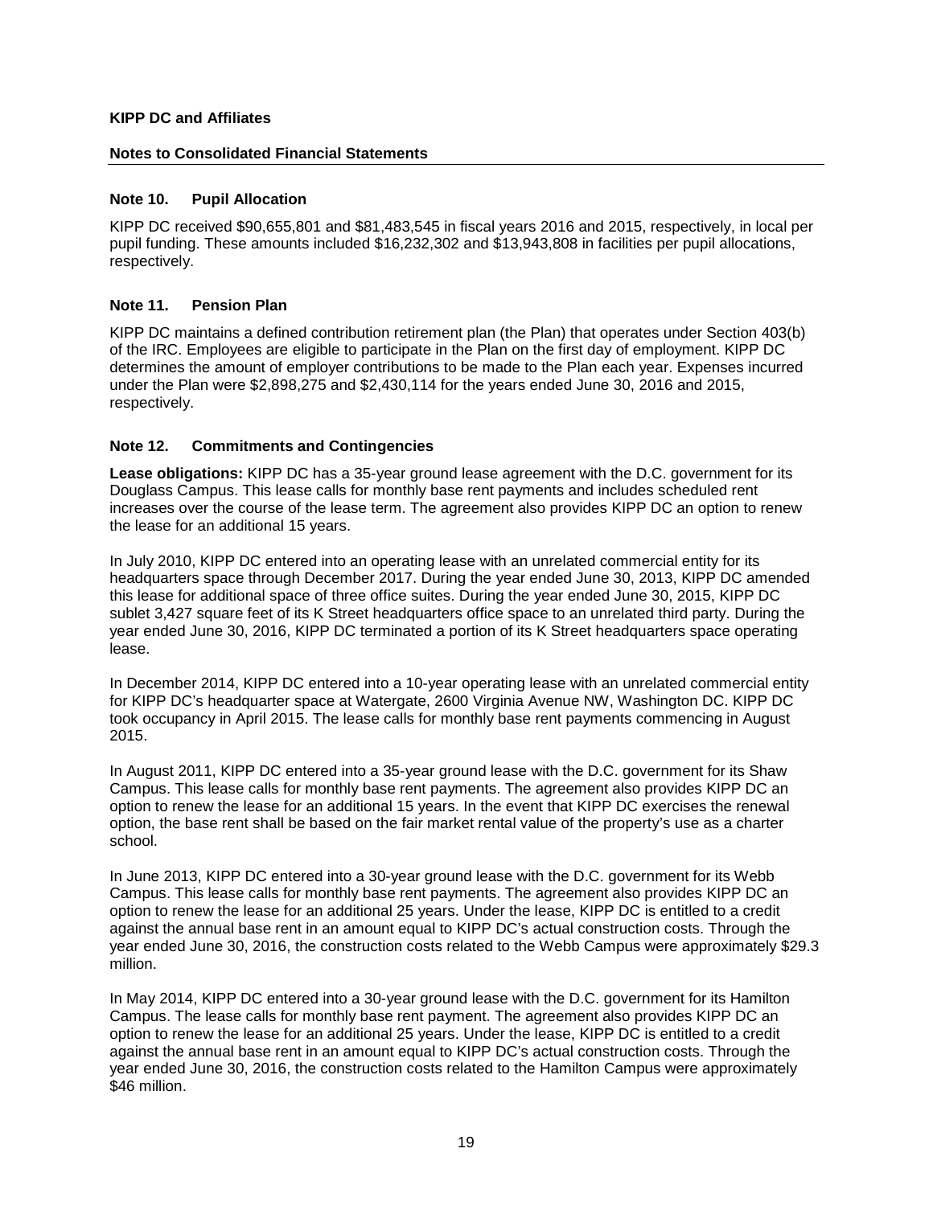**KIPP DC and Affiliates**

**Notes to Consolidated Financial Statements**

## Note 10. Pupil Allocation

KIPP DC received $90,655,801 and $81,483,545 in fiscal years 2016 and 2015, respectively, in local per pupil funding. These amounts included $16,232,302 and $13,943,808 in facilities per pupil allocations, respectively.

## Note 11. Pension Plan

KIPP DC maintains a defined contribution retirement plan (the Plan) that operates under Section 403(b) of the IRC. Employees are eligible to participate in the Plan on the first day of employment. KIPP DC determines the amount of employer contributions to be made to the Plan each year. Expenses incurred under the Plan were $2,898,275 and $2,430,114 for the years ended June 30, 2016 and 2015, respectively.

## Note 12. Commitments and Contingencies

**Lease obligations:** KIPP DC has a 35-year ground lease agreement with the D.C. government for its Douglass Campus. This lease calls for monthly base rent payments and includes scheduled rent increases over the course of the lease term. The agreement also provides KIPP DC an option to renew the lease for an additional 15 years.

In July 2010, KIPP DC entered into an operating lease with an unrelated commercial entity for its headquarters space through December 2017. During the year ended June 30, 2013, KIPP DC amended this lease for additional space of three office suites. During the year ended June 30, 2015, KIPP DC sublet 3,427 square feet of its K Street headquarters office space to an unrelated third party. During the year ended June 30, 2016, KIPP DC terminated a portion of its K Street headquarters space operating lease.

In December 2014, KIPP DC entered into a 10-year operating lease with an unrelated commercial entity for KIPP DC's headquarter space at Watergate, 2600 Virginia Avenue NW, Washington DC. KIPP DC took occupancy in April 2015. The lease calls for monthly base rent payments commencing in August 2015.

In August 2011, KIPP DC entered into a 35-year ground lease with the D.C. government for its Shaw Campus. This lease calls for monthly base rent payments. The agreement also provides KIPP DC an option to renew the lease for an additional 15 years. In the event that KIPP DC exercises the renewal option, the base rent shall be based on the fair market rental value of the property's use as a charter school.

In June 2013, KIPP DC entered into a 30-year ground lease with the D.C. government for its Webb Campus. This lease calls for monthly base rent payments. The agreement also provides KIPP DC an option to renew the lease for an additional 25 years. Under the lease, KIPP DC is entitled to a credit against the annual base rent in an amount equal to KIPP DC's actual construction costs. Through the year ended June 30, 2016, the construction costs related to the Webb Campus were approximately $29.3 million.

In May 2014, KIPP DC entered into a 30-year ground lease with the D.C. government for its Hamilton Campus. The lease calls for monthly base rent payment. The agreement also provides KIPP DC an option to renew the lease for an additional 25 years. Under the lease, KIPP DC is entitled to a credit against the annual base rent in an amount equal to KIPP DC's actual construction costs. Through the year ended June 30, 2016, the construction costs related to the Hamilton Campus were approximately $46 million.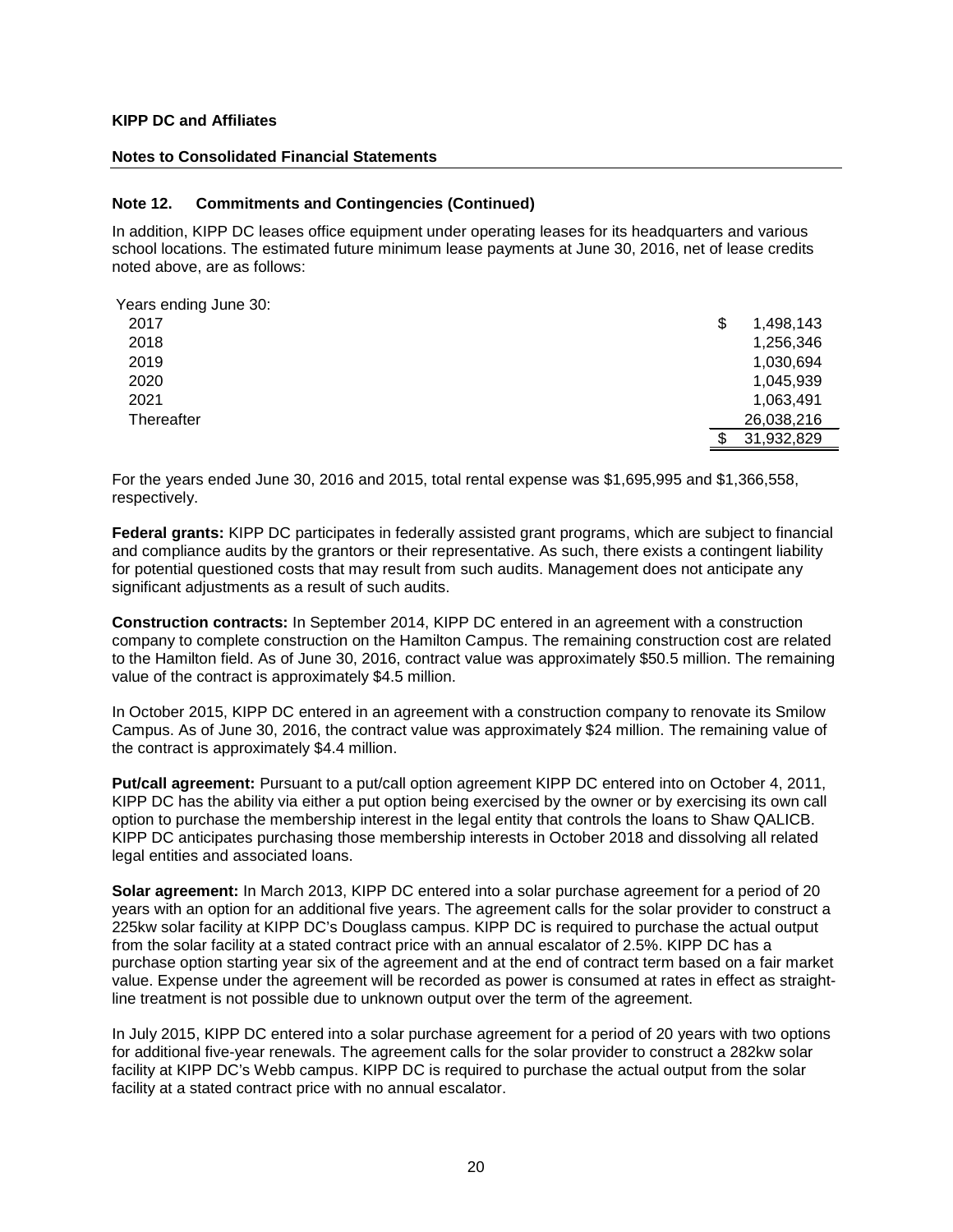**KIPP DC and Affiliates**

**Notes to Consolidated Financial Statements**

### Note 12. Commitments and Contingencies (Continued)

In addition, KIPP DC leases office equipment under operating leases for its headquarters and various school locations. The estimated future minimum lease payments at June 30, 2016, net of lease credits noted above, are as follows:

| Years ending June 30: | |
|---|---|
| 2017 | $ 1,498,143 |
| 2018 | 1,256,346 |
| 2019 | 1,030,694 |
| 2020 | 1,045,939 |
| 2021 | 1,063,491 |
| Thereafter | 26,038,216 |
| | $ 31,932,829 |

For the years ended June 30, 2016 and 2015, total rental expense was $1,695,995 and $1,366,558, respectively.

**Federal grants:** KIPP DC participates in federally assisted grant programs, which are subject to financial and compliance audits by the grantors or their representative. As such, there exists a contingent liability for potential questioned costs that may result from such audits. Management does not anticipate any significant adjustments as a result of such audits.

**Construction contracts:** In September 2014, KIPP DC entered in an agreement with a construction company to complete construction on the Hamilton Campus. The remaining construction cost are related to the Hamilton field. As of June 30, 2016, contract value was approximately $50.5 million. The remaining value of the contract is approximately $4.5 million.

In October 2015, KIPP DC entered in an agreement with a construction company to renovate its Smilow Campus. As of June 30, 2016, the contract value was approximately $24 million. The remaining value of the contract is approximately $4.4 million.

**Put/call agreement:** Pursuant to a put/call option agreement KIPP DC entered into on October 4, 2011, KIPP DC has the ability via either a put option being exercised by the owner or by exercising its own call option to purchase the membership interest in the legal entity that controls the loans to Shaw QALICB. KIPP DC anticipates purchasing those membership interests in October 2018 and dissolving all related legal entities and associated loans.

**Solar agreement:** In March 2013, KIPP DC entered into a solar purchase agreement for a period of 20 years with an option for an additional five years. The agreement calls for the solar provider to construct a 225kw solar facility at KIPP DC's Douglass campus. KIPP DC is required to purchase the actual output from the solar facility at a stated contract price with an annual escalator of 2.5%. KIPP DC has a purchase option starting year six of the agreement and at the end of contract term based on a fair market value. Expense under the agreement will be recorded as power is consumed at rates in effect as straight-line treatment is not possible due to unknown output over the term of the agreement.

In July 2015, KIPP DC entered into a solar purchase agreement for a period of 20 years with two options for additional five-year renewals. The agreement calls for the solar provider to construct a 282kw solar facility at KIPP DC's Webb campus. KIPP DC is required to purchase the actual output from the solar facility at a stated contract price with no annual escalator.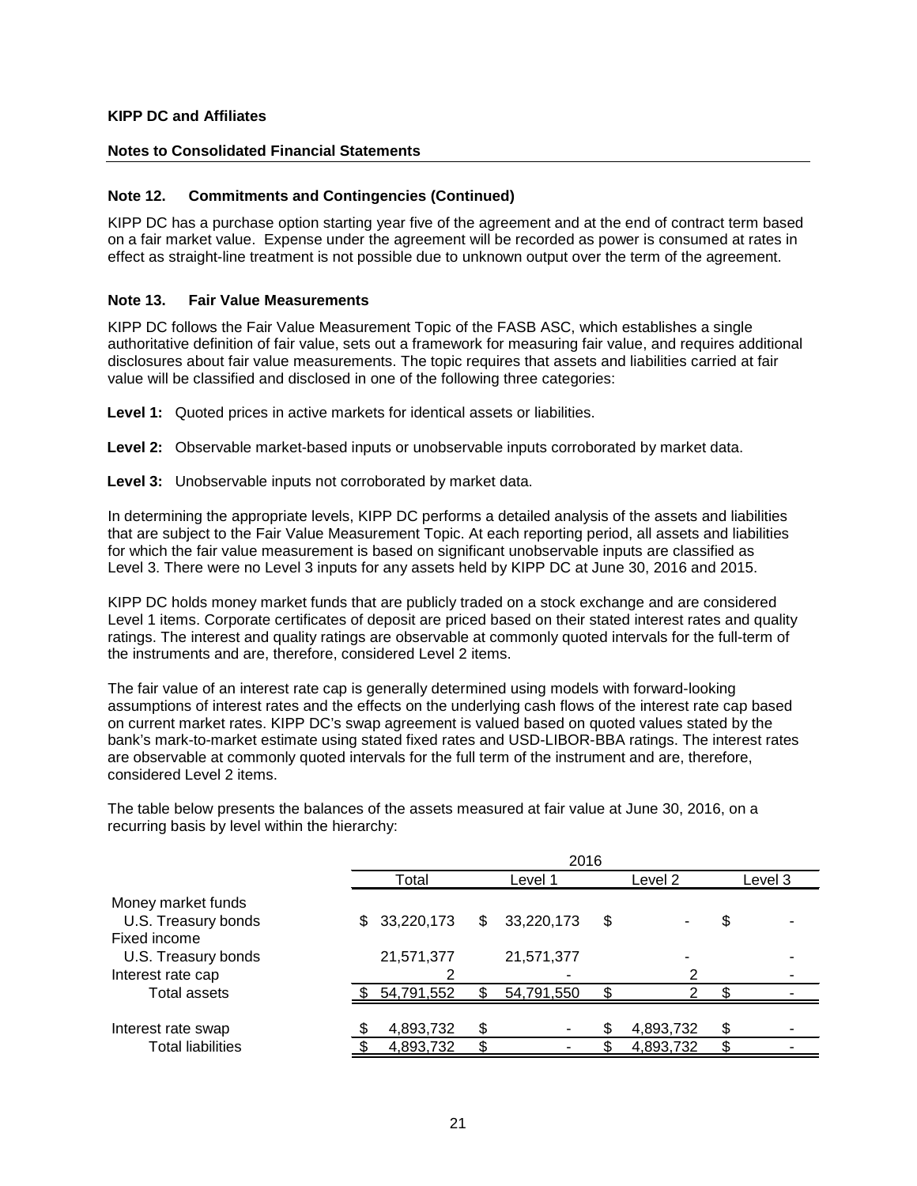**KIPP DC and Affiliates**

**Notes to Consolidated Financial Statements**

**Note 12. Commitments and Contingencies (Continued)**

KIPP DC has a purchase option starting year five of the agreement and at the end of contract term based on a fair market value. Expense under the agreement will be recorded as power is consumed at rates in effect as straight-line treatment is not possible due to unknown output over the term of the agreement.

**Note 13. Fair Value Measurements**

KIPP DC follows the Fair Value Measurement Topic of the FASB ASC, which establishes a single authoritative definition of fair value, sets out a framework for measuring fair value, and requires additional disclosures about fair value measurements. The topic requires that assets and liabilities carried at fair value will be classified and disclosed in one of the following three categories:

**Level 1:** Quoted prices in active markets for identical assets or liabilities.

**Level 2:** Observable market-based inputs or unobservable inputs corroborated by market data.

**Level 3:** Unobservable inputs not corroborated by market data.

In determining the appropriate levels, KIPP DC performs a detailed analysis of the assets and liabilities that are subject to the Fair Value Measurement Topic. At each reporting period, all assets and liabilities for which the fair value measurement is based on significant unobservable inputs are classified as Level 3. There were no Level 3 inputs for any assets held by KIPP DC at June 30, 2016 and 2015.

KIPP DC holds money market funds that are publicly traded on a stock exchange and are considered Level 1 items. Corporate certificates of deposit are priced based on their stated interest rates and quality ratings. The interest and quality ratings are observable at commonly quoted intervals for the full-term of the instruments and are, therefore, considered Level 2 items.

The fair value of an interest rate cap is generally determined using models with forward-looking assumptions of interest rates and the effects on the underlying cash flows of the interest rate cap based on current market rates. KIPP DC's swap agreement is valued based on quoted values stated by the bank's mark-to-market estimate using stated fixed rates and USD-LIBOR-BBA ratings. The interest rates are observable at commonly quoted intervals for the full term of the instrument and are, therefore, considered Level 2 items.

The table below presents the balances of the assets measured at fair value at June 30, 2016, on a recurring basis by level within the hierarchy:

| | 2016 | | | |
|---|---|---|---|---|
| | Total | Level 1 | Level 2 | Level 3 |
| Money market funds | | | | |
| U.S. Treasury bonds | $ 33,220,173 | $ 33,220,173 | $ - | $ - |
| Fixed income | | | | |
| U.S. Treasury bonds | 21,571,377 | 21,571,377 | - | - |
| Interest rate cap | 2 | - | 2 | - |
| Total assets | $ 54,791,552 | $ 54,791,550 | $ 2 | $ - |
| | | | | |
| Interest rate swap | $ 4,893,732 | $ - | $ 4,893,732 | $ - |
| Total liabilities | $ 4,893,732 | $ - | $ 4,893,732 | $ - |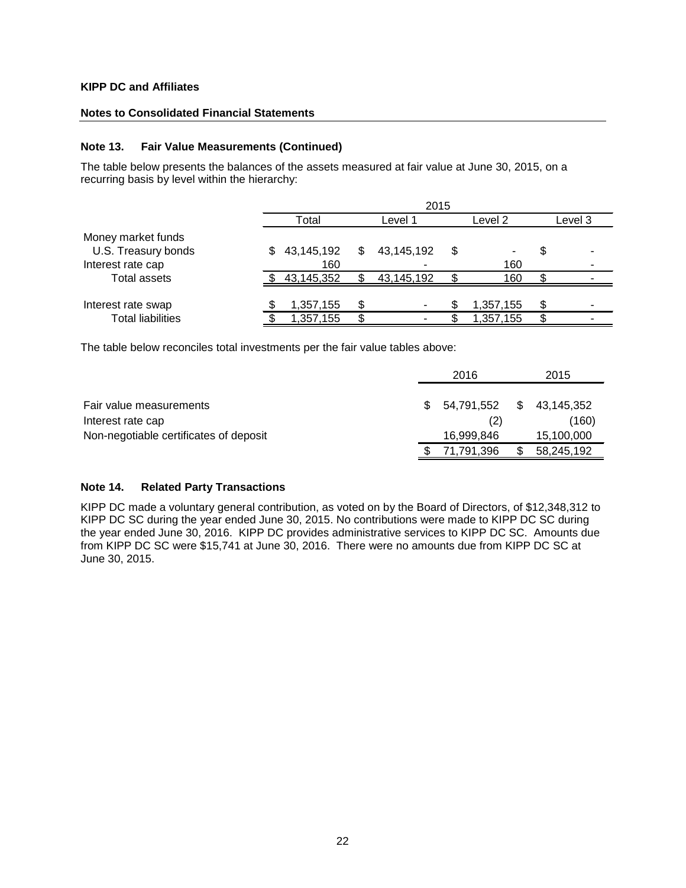**KIPP DC and Affiliates**

**Notes to Consolidated Financial Statements**

### Note 13. Fair Value Measurements (Continued)

The table below presents the balances of the assets measured at fair value at June 30, 2015, on a recurring basis by level within the hierarchy:

| | 2015 | | | |
|---|---|---|---|---|
| | Total | Level 1 | Level 2 | Level 3 |
| Money market funds | | | | |
| U.S. Treasury bonds | $ 43,145,192 | $ 43,145,192 | $ - | $ - |
| Interest rate cap | 160 | - | 160 | - |
| Total assets | $ 43,145,352 | $ 43,145,192 | $ 160 | $ - |
| Interest rate swap | $ 1,357,155 | $ - | $ 1,357,155 | $ - |
| Total liabilities | $ 1,357,155 | $ - | $ 1,357,155 | $ - |

The table below reconciles total investments per the fair value tables above:

| | 2016 | 2015 |
|---|---|---|
| Fair value measurements | $ 54,791,552 | $ 43,145,352 |
| Interest rate cap | (2) | (160) |
| Non-negotiable certificates of deposit | 16,999,846 | 15,100,000 |
| | $ 71,791,396 | $ 58,245,192 |

### Note 14. Related Party Transactions

KIPP DC made a voluntary general contribution, as voted on by the Board of Directors, of $12,348,312 to KIPP DC SC during the year ended June 30, 2015. No contributions were made to KIPP DC SC during the year ended June 30, 2016. KIPP DC provides administrative services to KIPP DC SC. Amounts due from KIPP DC SC were $15,741 at June 30, 2016. There were no amounts due from KIPP DC SC at June 30, 2015.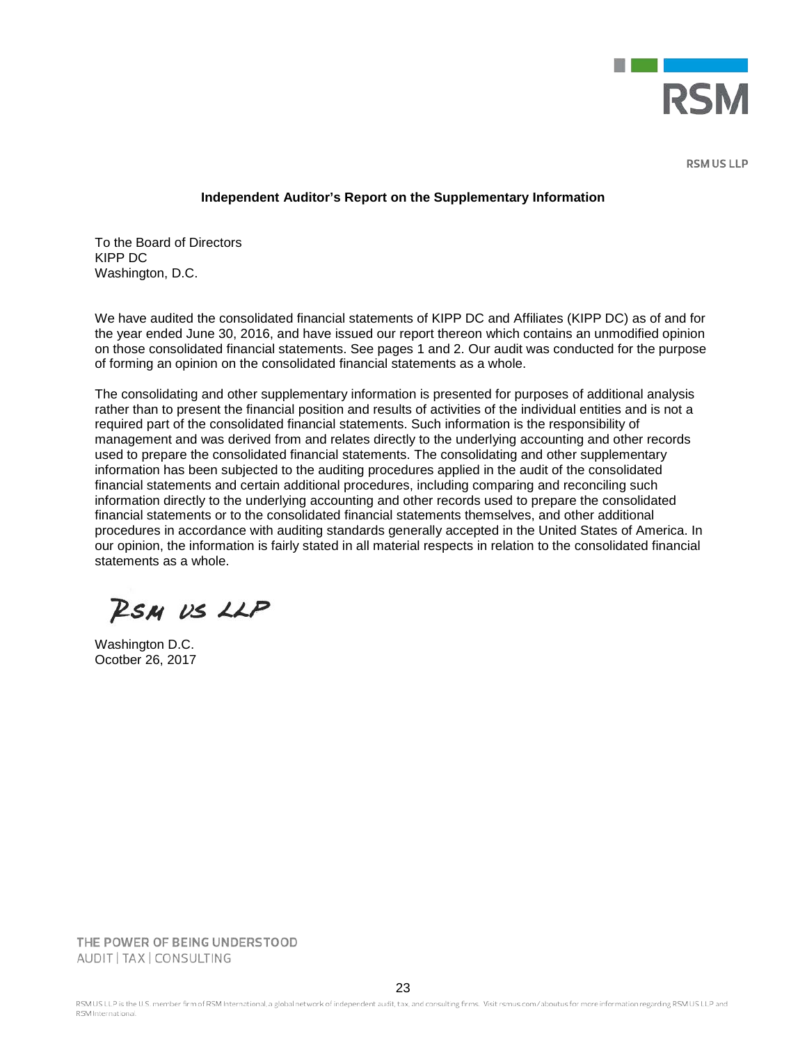RSM US LLP

**Independent Auditor's Report on the Supplementary Information**

To the Board of Directors
KIPP DC
Washington, D.C.

We have audited the consolidated financial statements of KIPP DC and Affiliates (KIPP DC) as of and for the year ended June 30, 2016, and have issued our report thereon which contains an unmodified opinion on those consolidated financial statements. See pages 1 and 2. Our audit was conducted for the purpose of forming an opinion on the consolidated financial statements as a whole.

The consolidating and other supplementary information is presented for purposes of additional analysis rather than to present the financial position and results of activities of the individual entities and is not a required part of the consolidated financial statements. Such information is the responsibility of management and was derived from and relates directly to the underlying accounting and other records used to prepare the consolidated financial statements. The consolidating and other supplementary information has been subjected to the auditing procedures applied in the audit of the consolidated financial statements and certain additional procedures, including comparing and reconciling such information directly to the underlying accounting and other records used to prepare the consolidated financial statements or to the consolidated financial statements themselves, and other additional procedures in accordance with auditing standards generally accepted in the United States of America. In our opinion, the information is fairly stated in all material respects in relation to the consolidated financial statements as a whole.

RSM US LLP

Washington D.C.
Ocotber 26, 2017

THE POWER OF BEING UNDERSTOOD
AUDIT | TAX | CONSULTING

RSM US LLP is the U.S. member firm of RSM International, a global network of independent audit, tax, and consulting firms. Visit rsmus.com/aboutus for more information regarding RSM US LLP and RSM International.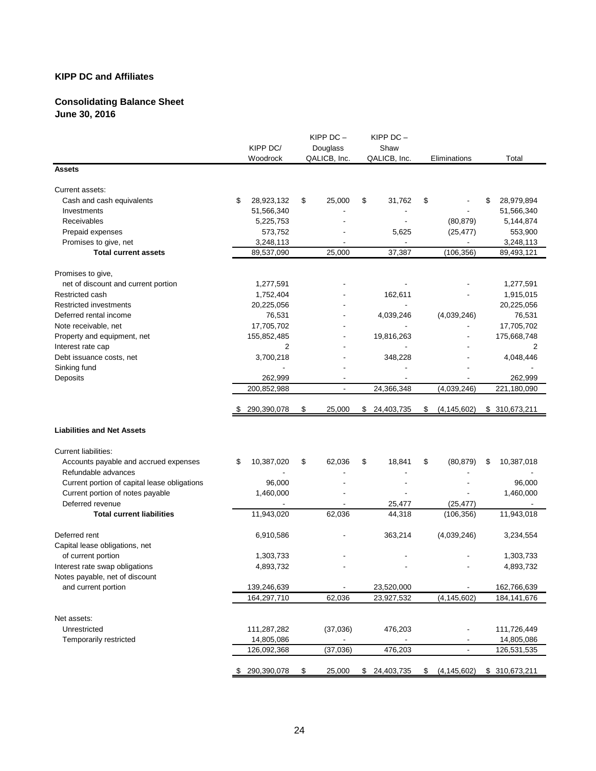**KIPP DC and Affiliates**

**Consolidating Balance Sheet**
**June 30, 2016**

| | KIPP DC/ Woodrock | KIPP DC – Douglass QALICB, Inc. | KIPP DC – Shaw QALICB, Inc. | Eliminations | Total |
|---|---|---|---|---|---|
| **Assets** | | | | | |
| Current assets: | | | | | |
| Cash and cash equivalents | $ 28,923,132 | $ 25,000 | $ 31,762 | $ - | $ 28,979,894 |
| Investments | 51,566,340 | - | - | - | 51,566,340 |
| Receivables | 5,225,753 | - | - | (80,879) | 5,144,874 |
| Prepaid expenses | 573,752 | - | 5,625 | (25,477) | 553,900 |
| Promises to give, net | 3,248,113 | - | - | - | 3,248,113 |
| **Total current assets** | 89,537,090 | 25,000 | 37,387 | (106,356) | 89,493,121 |
| Promises to give, net of discount and current portion | 1,277,591 | - | - | - | 1,277,591 |
| Restricted cash | 1,752,404 | - | 162,611 | - | 1,915,015 |
| Restricted investments | 20,225,056 | - | - | - | 20,225,056 |
| Deferred rental income | 76,531 | - | 4,039,246 | (4,039,246) | 76,531 |
| Note receivable, net | 17,705,702 | - | - | - | 17,705,702 |
| Property and equipment, net | 155,852,485 | - | 19,816,263 | - | 175,668,748 |
| Interest rate cap | 2 | - | - | - | 2 |
| Debt issuance costs, net | 3,700,218 | - | 348,228 | - | 4,048,446 |
| Sinking fund | - | - | - | - | - |
| Deposits | 262,999 | - | - | - | 262,999 |
| | 200,852,988 | - | 24,366,348 | (4,039,246) | 221,180,090 |
| | $ 290,390,078 | $ 25,000 | $ 24,403,735 | $ (4,145,602) | $ 310,673,211 |
| **Liabilities and Net Assets** | | | | | |
| Current liabilities: | | | | | |
| Accounts payable and accrued expenses | $ 10,387,020 | $ 62,036 | $ 18,841 | $ (80,879) | $ 10,387,018 |
| Refundable advances | - | - | - | - | - |
| Current portion of capital lease obligations | 96,000 | - | - | - | 96,000 |
| Current portion of notes payable | 1,460,000 | - | - | - | 1,460,000 |
| Deferred revenue | - | - | 25,477 | (25,477) | - |
| **Total current liabilities** | 11,943,020 | 62,036 | 44,318 | (106,356) | 11,943,018 |
| Deferred rent | 6,910,586 | - | 363,214 | (4,039,246) | 3,234,554 |
| Capital lease obligations, net of current portion | 1,303,733 | - | - | - | 1,303,733 |
| Interest rate swap obligations | 4,893,732 | - | - | - | 4,893,732 |
| Notes payable, net of discount and current portion | 139,246,639 | - | 23,520,000 | - | 162,766,639 |
| | 164,297,710 | 62,036 | 23,927,532 | (4,145,602) | 184,141,676 |
| Net assets: | | | | | |
| Unrestricted | 111,287,282 | (37,036) | 476,203 | - | 111,726,449 |
| Temporarily restricted | 14,805,086 | - | - | - | 14,805,086 |
| | 126,092,368 | (37,036) | 476,203 | - | 126,531,535 |
| | $ 290,390,078 | $ 25,000 | $ 24,403,735 | $ (4,145,602) | $ 310,673,211 |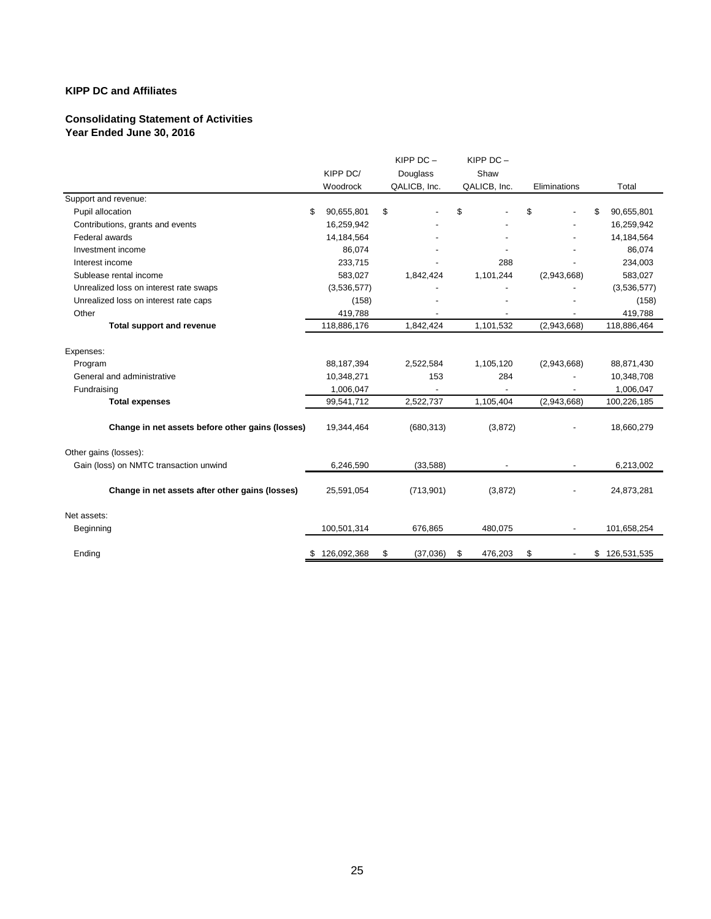**KIPP DC and Affiliates**

**Consolidating Statement of Activities**
**Year Ended June 30, 2016**

| | KIPP DC/ Woodrock | KIPP DC – Douglass QALICB, Inc. | KIPP DC – Shaw QALICB, Inc. | Eliminations | Total |
|---|---|---|---|---|---|
| Support and revenue: | | | | | |
| Pupil allocation | $ 90,655,801 | $ - | $ - | $ - | $ 90,655,801 |
| Contributions, grants and events | 16,259,942 | - | - | - | 16,259,942 |
| Federal awards | 14,184,564 | - | - | - | 14,184,564 |
| Investment income | 86,074 | - | - | - | 86,074 |
| Interest income | 233,715 | - | 288 | - | 234,003 |
| Sublease rental income | 583,027 | 1,842,424 | 1,101,244 | (2,943,668) | 583,027 |
| Unrealized loss on interest rate swaps | (3,536,577) | - | - | - | (3,536,577) |
| Unrealized loss on interest rate caps | (158) | - | - | - | (158) |
| Other | 419,788 | - | - | - | 419,788 |
| **Total support and revenue** | 118,886,176 | 1,842,424 | 1,101,532 | (2,943,668) | 118,886,464 |
| Expenses: | | | | | |
| Program | 88,187,394 | 2,522,584 | 1,105,120 | (2,943,668) | 88,871,430 |
| General and administrative | 10,348,271 | 153 | 284 | - | 10,348,708 |
| Fundraising | 1,006,047 | - | - | - | 1,006,047 |
| **Total expenses** | 99,541,712 | 2,522,737 | 1,105,404 | (2,943,668) | 100,226,185 |
| **Change in net assets before other gains (losses)** | 19,344,464 | (680,313) | (3,872) | - | 18,660,279 |
| Other gains (losses): | | | | | |
| Gain (loss) on NMTC transaction unwind | 6,246,590 | (33,588) | - | - | 6,213,002 |
| **Change in net assets after other gains (losses)** | 25,591,054 | (713,901) | (3,872) | - | 24,873,281 |
| Net assets: | | | | | |
| Beginning | 100,501,314 | 676,865 | 480,075 | - | 101,658,254 |
| Ending | $ 126,092,368 | $ (37,036) | $ 476,203 | $ - | $ 126,531,535 |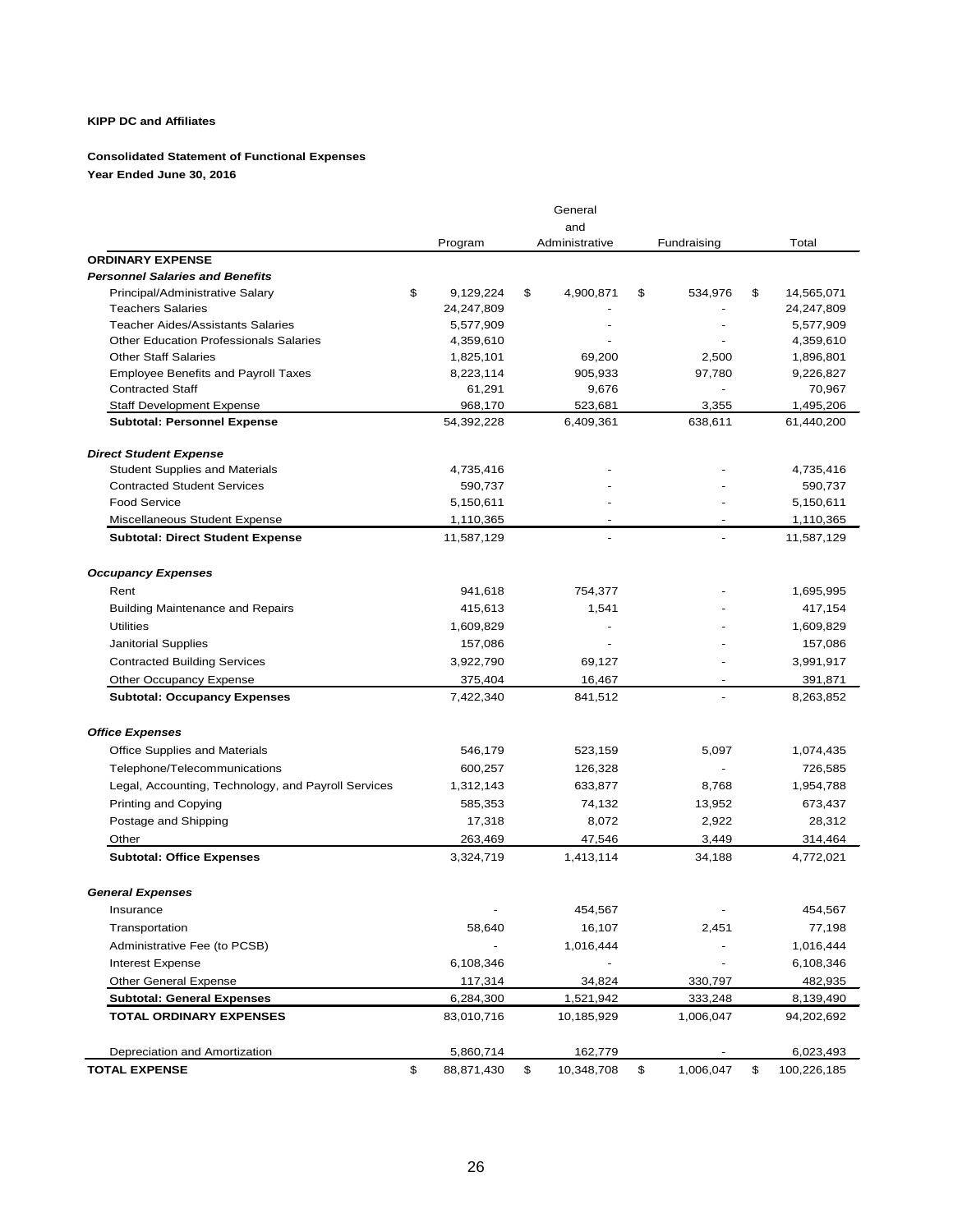**KIPP DC and Affiliates**

**Consolidated Statement of Functional Expenses**

**Year Ended June 30, 2016**

| | Program | General and Administrative | Fundraising | Total |
|---|---|---|---|---|
| **ORDINARY EXPENSE** | | | | |
| ***Personnel Salaries and Benefits*** | | | | |
| Principal/Administrative Salary | $ 9,129,224 | $ 4,900,871 | $ 534,976 | $ 14,565,071 |
| Teachers Salaries | 24,247,809 | - | - | 24,247,809 |
| Teacher Aides/Assistants Salaries | 5,577,909 | - | - | 5,577,909 |
| Other Education Professionals Salaries | 4,359,610 | - | - | 4,359,610 |
| Other Staff Salaries | 1,825,101 | 69,200 | 2,500 | 1,896,801 |
| Employee Benefits and Payroll Taxes | 8,223,114 | 905,933 | 97,780 | 9,226,827 |
| Contracted Staff | 61,291 | 9,676 | - | 70,967 |
| Staff Development Expense | 968,170 | 523,681 | 3,355 | 1,495,206 |
| **Subtotal: Personnel Expense** | 54,392,228 | 6,409,361 | 638,611 | 61,440,200 |
| ***Direct Student Expense*** | | | | |
| Student Supplies and Materials | 4,735,416 | - | - | 4,735,416 |
| Contracted Student Services | 590,737 | - | - | 590,737 |
| Food Service | 5,150,611 | - | - | 5,150,611 |
| Miscellaneous Student Expense | 1,110,365 | - | - | 1,110,365 |
| **Subtotal: Direct Student Expense** | 11,587,129 | - | - | 11,587,129 |
| ***Occupancy Expenses*** | | | | |
| Rent | 941,618 | 754,377 | - | 1,695,995 |
| Building Maintenance and Repairs | 415,613 | 1,541 | - | 417,154 |
| Utilities | 1,609,829 | - | - | 1,609,829 |
| Janitorial Supplies | 157,086 | - | - | 157,086 |
| Contracted Building Services | 3,922,790 | 69,127 | - | 3,991,917 |
| Other Occupancy Expense | 375,404 | 16,467 | - | 391,871 |
| **Subtotal: Occupancy Expenses** | 7,422,340 | 841,512 | - | 8,263,852 |
| ***Office Expenses*** | | | | |
| Office Supplies and Materials | 546,179 | 523,159 | 5,097 | 1,074,435 |
| Telephone/Telecommunications | 600,257 | 126,328 | - | 726,585 |
| Legal, Accounting, Technology, and Payroll Services | 1,312,143 | 633,877 | 8,768 | 1,954,788 |
| Printing and Copying | 585,353 | 74,132 | 13,952 | 673,437 |
| Postage and Shipping | 17,318 | 8,072 | 2,922 | 28,312 |
| Other | 263,469 | 47,546 | 3,449 | 314,464 |
| **Subtotal: Office Expenses** | 3,324,719 | 1,413,114 | 34,188 | 4,772,021 |
| ***General Expenses*** | | | | |
| Insurance | - | 454,567 | - | 454,567 |
| Transportation | 58,640 | 16,107 | 2,451 | 77,198 |
| Administrative Fee (to PCSB) | - | 1,016,444 | - | 1,016,444 |
| Interest Expense | 6,108,346 | - | - | 6,108,346 |
| Other General Expense | 117,314 | 34,824 | 330,797 | 482,935 |
| **Subtotal: General Expenses** | 6,284,300 | 1,521,942 | 333,248 | 8,139,490 |
| **TOTAL ORDINARY EXPENSES** | 83,010,716 | 10,185,929 | 1,006,047 | 94,202,692 |
| Depreciation and Amortization | 5,860,714 | 162,779 | - | 6,023,493 |
| **TOTAL EXPENSE** | $ 88,871,430 | $ 10,348,708 | $ 1,006,047 | $ 100,226,185 |